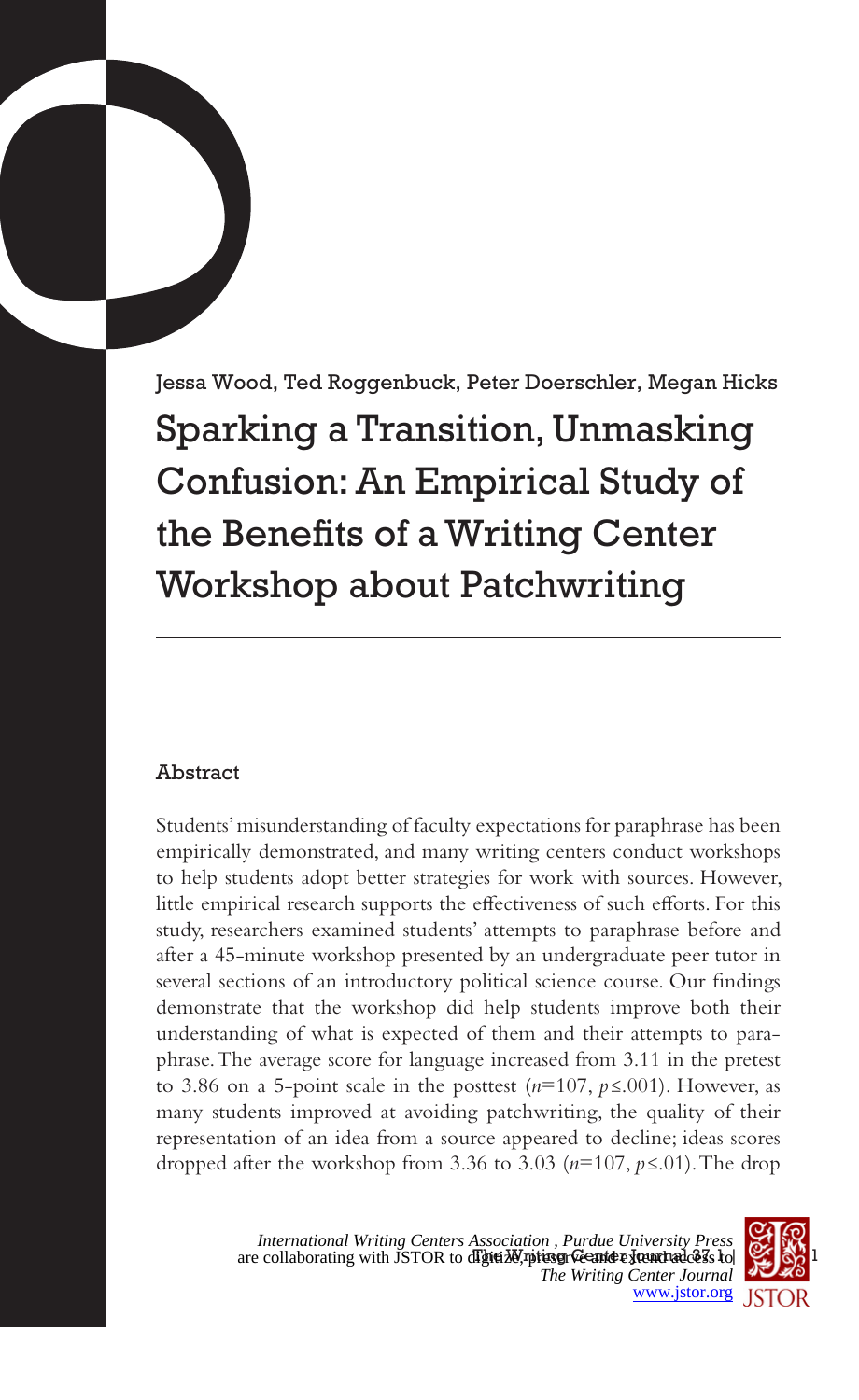Jessa Wood, Ted Roggenbuck, Peter Doerschler, Megan Hicks

# Sparking a Transition, Unmasking Confusion: An Empirical Study of the Benefits of a Writing Center Workshop about Patchwriting

## Abstract

Students' misunderstanding of faculty expectations for paraphrase has been empirically demonstrated, and many writing centers conduct workshops to help students adopt better strategies for work with sources. However, little empirical research supports the effectiveness of such efforts. For this study, researchers examined students' attempts to paraphrase before and after a 45-minute workshop presented by an undergraduate peer tutor in several sections of an introductory political science course. Our findings demonstrate that the workshop did help students improve both their understanding of what is expected of them and their attempts to paraphrase. The average score for language increased from 3.11 in the pretest to 3.86 on a 5-point scale in the posttest ($n$=107, $p \leq .001$). However, as many students improved at avoiding patchwriting, the quality of their representation of an idea from a source appeared to decline; ideas scores dropped after the workshop from 3.36 to 3.03 ($n$=107, $p \leq .01$). The drop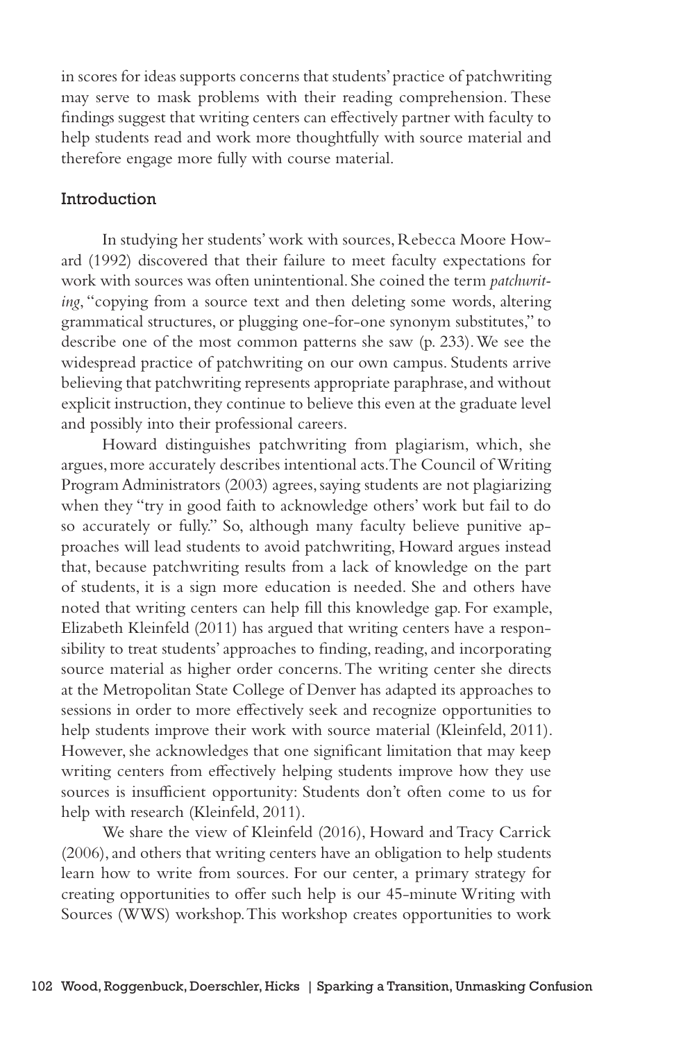in scores for ideas supports concerns that students' practice of patchwriting may serve to mask problems with their reading comprehension. These findings suggest that writing centers can effectively partner with faculty to help students read and work more thoughtfully with source material and therefore engage more fully with course material.

## Introduction

In studying her students' work with sources, Rebecca Moore Howard (1992) discovered that their failure to meet faculty expectations for work with sources was often unintentional. She coined the term *patchwriting*, "copying from a source text and then deleting some words, altering grammatical structures, or plugging one-for-one synonym substitutes," to describe one of the most common patterns she saw (p. 233). We see the widespread practice of patchwriting on our own campus. Students arrive believing that patchwriting represents appropriate paraphrase, and without explicit instruction, they continue to believe this even at the graduate level and possibly into their professional careers.

Howard distinguishes patchwriting from plagiarism, which, she argues, more accurately describes intentional acts. The Council of Writing Program Administrators (2003) agrees, saying students are not plagiarizing when they "try in good faith to acknowledge others' work but fail to do so accurately or fully." So, although many faculty believe punitive approaches will lead students to avoid patchwriting, Howard argues instead that, because patchwriting results from a lack of knowledge on the part of students, it is a sign more education is needed. She and others have noted that writing centers can help fill this knowledge gap. For example, Elizabeth Kleinfeld (2011) has argued that writing centers have a responsibility to treat students' approaches to finding, reading, and incorporating source material as higher order concerns. The writing center she directs at the Metropolitan State College of Denver has adapted its approaches to sessions in order to more effectively seek and recognize opportunities to help students improve their work with source material (Kleinfeld, 2011). However, she acknowledges that one significant limitation that may keep writing centers from effectively helping students improve how they use sources is insufficient opportunity: Students don't often come to us for help with research (Kleinfeld, 2011).

We share the view of Kleinfeld (2016), Howard and Tracy Carrick (2006), and others that writing centers have an obligation to help students learn how to write from sources. For our center, a primary strategy for creating opportunities to offer such help is our 45-minute Writing with Sources (WWS) workshop. This workshop creates opportunities to work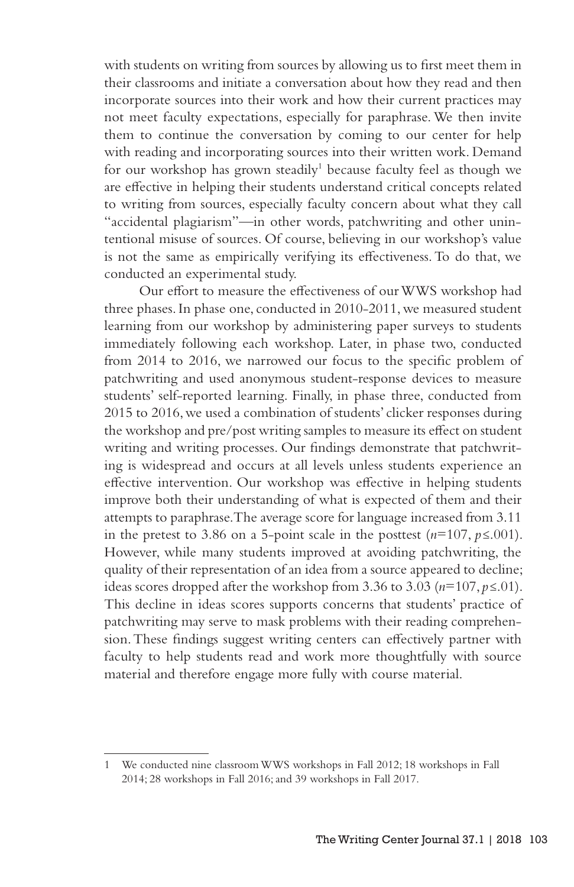with students on writing from sources by allowing us to first meet them in their classrooms and initiate a conversation about how they read and then incorporate sources into their work and how their current practices may not meet faculty expectations, especially for paraphrase. We then invite them to continue the conversation by coming to our center for help with reading and incorporating sources into their written work. Demand for our workshop has grown steadily[1] because faculty feel as though we are effective in helping their students understand critical concepts related to writing from sources, especially faculty concern about what they call "accidental plagiarism"—in other words, patchwriting and other unintentional misuse of sources. Of course, believing in our workshop's value is not the same as empirically verifying its effectiveness. To do that, we conducted an experimental study.

Our effort to measure the effectiveness of our WWS workshop had three phases. In phase one, conducted in 2010-2011, we measured student learning from our workshop by administering paper surveys to students immediately following each workshop. Later, in phase two, conducted from 2014 to 2016, we narrowed our focus to the specific problem of patchwriting and used anonymous student-response devices to measure students' self-reported learning. Finally, in phase three, conducted from 2015 to 2016, we used a combination of students' clicker responses during the workshop and pre/post writing samples to measure its effect on student writing and writing processes. Our findings demonstrate that patchwriting is widespread and occurs at all levels unless students experience an effective intervention. Our workshop was effective in helping students improve both their understanding of what is expected of them and their attempts to paraphrase. The average score for language increased from 3.11 in the pretest to 3.86 on a 5-point scale in the posttest ($n$=107, $p \leq .001$). However, while many students improved at avoiding patchwriting, the quality of their representation of an idea from a source appeared to decline; ideas scores dropped after the workshop from 3.36 to 3.03 ($n$=107, $p \leq .01$). This decline in ideas scores supports concerns that students' practice of patchwriting may serve to mask problems with their reading comprehension. These findings suggest writing centers can effectively partner with faculty to help students read and work more thoughtfully with source material and therefore engage more fully with course material.

---

1 We conducted nine classroom WWS workshops in Fall 2012; 18 workshops in Fall 2014; 28 workshops in Fall 2016; and 39 workshops in Fall 2017.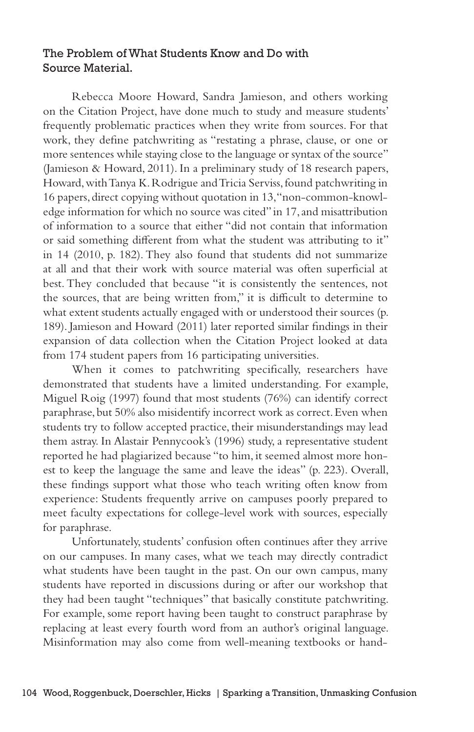### The Problem of What Students Know and Do with Source Material.

Rebecca Moore Howard, Sandra Jamieson, and others working on the Citation Project, have done much to study and measure students' frequently problematic practices when they write from sources. For that work, they define patchwriting as "restating a phrase, clause, or one or more sentences while staying close to the language or syntax of the source" (Jamieson & Howard, 2011). In a preliminary study of 18 research papers, Howard, with Tanya K. Rodrigue and Tricia Serviss, found patchwriting in 16 papers, direct copying without quotation in 13, "non-common-knowledge information for which no source was cited" in 17, and misattribution of information to a source that either "did not contain that information or said something different from what the student was attributing to it" in 14 (2010, p. 182). They also found that students did not summarize at all and that their work with source material was often superficial at best. They concluded that because "it is consistently the sentences, not the sources, that are being written from," it is difficult to determine to what extent students actually engaged with or understood their sources (p. 189). Jamieson and Howard (2011) later reported similar findings in their expansion of data collection when the Citation Project looked at data from 174 student papers from 16 participating universities.

When it comes to patchwriting specifically, researchers have demonstrated that students have a limited understanding. For example, Miguel Roig (1997) found that most students (76%) can identify correct paraphrase, but 50% also misidentify incorrect work as correct. Even when students try to follow accepted practice, their misunderstandings may lead them astray. In Alastair Pennycook's (1996) study, a representative student reported he had plagiarized because "to him, it seemed almost more honest to keep the language the same and leave the ideas" (p. 223). Overall, these findings support what those who teach writing often know from experience: Students frequently arrive on campuses poorly prepared to meet faculty expectations for college-level work with sources, especially for paraphrase.

Unfortunately, students' confusion often continues after they arrive on our campuses. In many cases, what we teach may directly contradict what students have been taught in the past. On our own campus, many students have reported in discussions during or after our workshop that they had been taught "techniques" that basically constitute patchwriting. For example, some report having been taught to construct paraphrase by replacing at least every fourth word from an author's original language. Misinformation may also come from well-meaning textbooks or hand-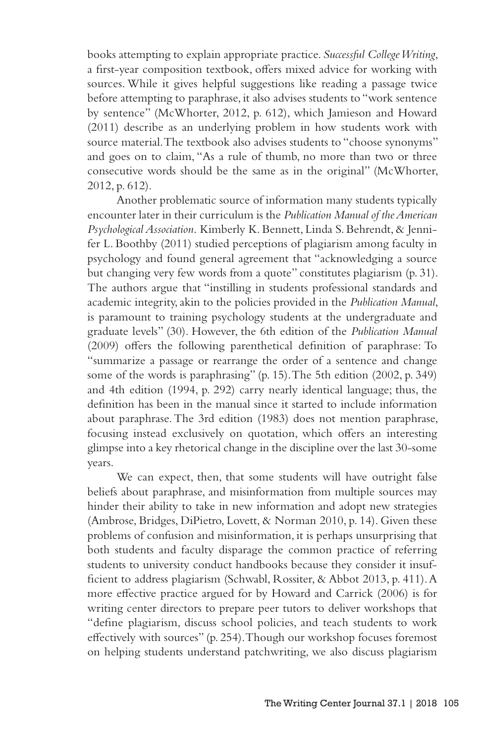books attempting to explain appropriate practice. *Successful College Writing*, a first-year composition textbook, offers mixed advice for working with sources. While it gives helpful suggestions like reading a passage twice before attempting to paraphrase, it also advises students to "work sentence by sentence" (McWhorter, 2012, p. 612), which Jamieson and Howard (2011) describe as an underlying problem in how students work with source material. The textbook also advises students to "choose synonyms" and goes on to claim, "As a rule of thumb, no more than two or three consecutive words should be the same as in the original" (McWhorter, 2012, p. 612).

Another problematic source of information many students typically encounter later in their curriculum is the *Publication Manual of the American Psychological Association*. Kimberly K. Bennett, Linda S. Behrendt, & Jennifer L. Boothby (2011) studied perceptions of plagiarism among faculty in psychology and found general agreement that "acknowledging a source but changing very few words from a quote" constitutes plagiarism (p. 31). The authors argue that "instilling in students professional standards and academic integrity, akin to the policies provided in the *Publication Manual*, is paramount to training psychology students at the undergraduate and graduate levels" (30). However, the 6th edition of the *Publication Manual* (2009) offers the following parenthetical definition of paraphrase: To "summarize a passage or rearrange the order of a sentence and change some of the words is paraphrasing" (p. 15). The 5th edition (2002, p. 349) and 4th edition (1994, p. 292) carry nearly identical language; thus, the definition has been in the manual since it started to include information about paraphrase. The 3rd edition (1983) does not mention paraphrase, focusing instead exclusively on quotation, which offers an interesting glimpse into a key rhetorical change in the discipline over the last 30-some years.

We can expect, then, that some students will have outright false beliefs about paraphrase, and misinformation from multiple sources may hinder their ability to take in new information and adopt new strategies (Ambrose, Bridges, DiPietro, Lovett, & Norman 2010, p. 14). Given these problems of confusion and misinformation, it is perhaps unsurprising that both students and faculty disparage the common practice of referring students to university conduct handbooks because they consider it insufficient to address plagiarism (Schwabl, Rossiter, & Abbot 2013, p. 411). A more effective practice argued for by Howard and Carrick (2006) is for writing center directors to prepare peer tutors to deliver workshops that "define plagiarism, discuss school policies, and teach students to work effectively with sources" (p. 254). Though our workshop focuses foremost on helping students understand patchwriting, we also discuss plagiarism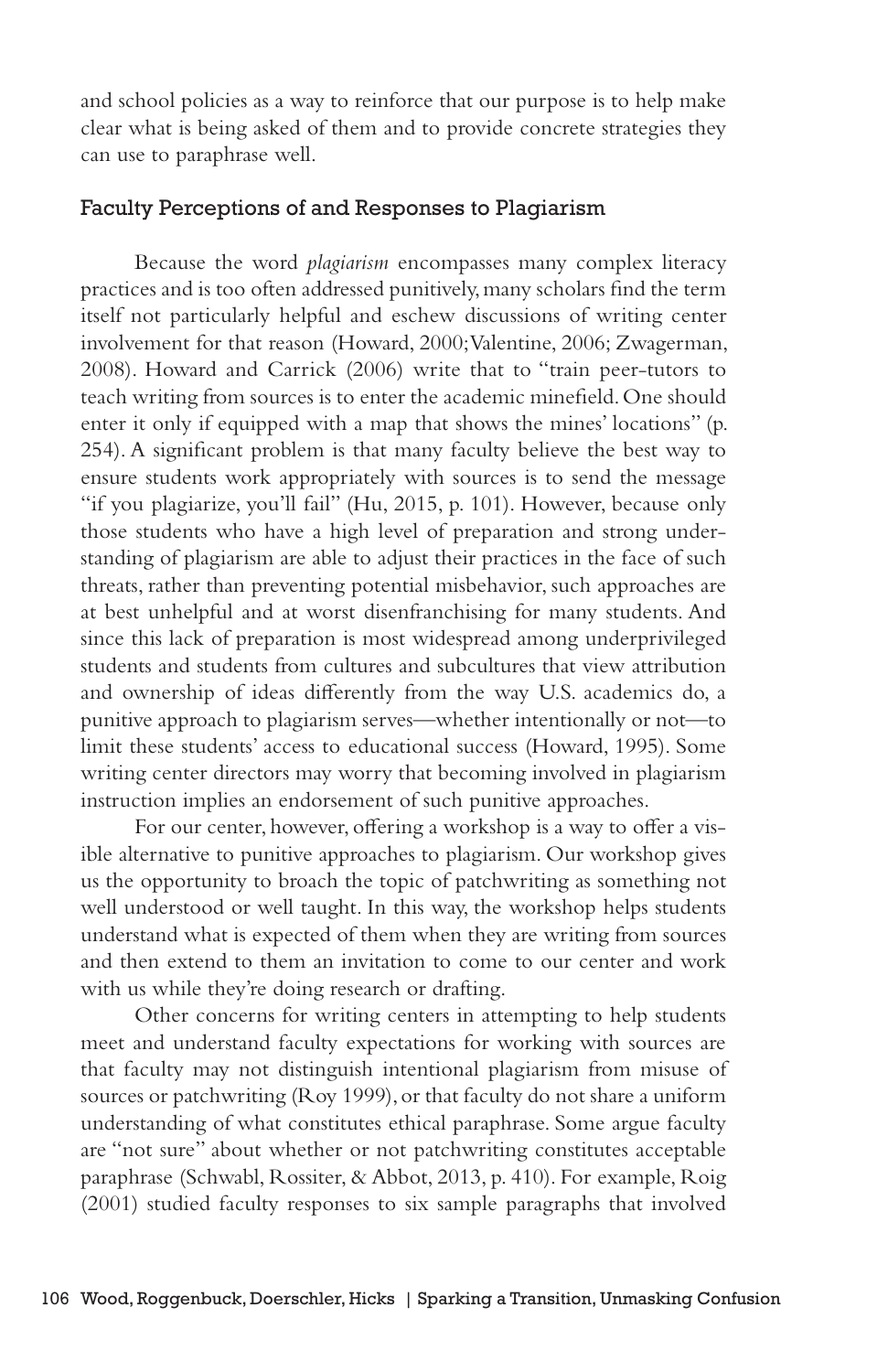and school policies as a way to reinforce that our purpose is to help make clear what is being asked of them and to provide concrete strategies they can use to paraphrase well.

## Faculty Perceptions of and Responses to Plagiarism

Because the word *plagiarism* encompasses many complex literacy practices and is too often addressed punitively, many scholars find the term itself not particularly helpful and eschew discussions of writing center involvement for that reason (Howard, 2000; Valentine, 2006; Zwagerman, 2008). Howard and Carrick (2006) write that to "train peer-tutors to teach writing from sources is to enter the academic minefield. One should enter it only if equipped with a map that shows the mines' locations" (p. 254). A significant problem is that many faculty believe the best way to ensure students work appropriately with sources is to send the message "if you plagiarize, you'll fail" (Hu, 2015, p. 101). However, because only those students who have a high level of preparation and strong understanding of plagiarism are able to adjust their practices in the face of such threats, rather than preventing potential misbehavior, such approaches are at best unhelpful and at worst disenfranchising for many students. And since this lack of preparation is most widespread among underprivileged students and students from cultures and subcultures that view attribution and ownership of ideas differently from the way U.S. academics do, a punitive approach to plagiarism serves—whether intentionally or not—to limit these students' access to educational success (Howard, 1995). Some writing center directors may worry that becoming involved in plagiarism instruction implies an endorsement of such punitive approaches.

For our center, however, offering a workshop is a way to offer a visible alternative to punitive approaches to plagiarism. Our workshop gives us the opportunity to broach the topic of patchwriting as something not well understood or well taught. In this way, the workshop helps students understand what is expected of them when they are writing from sources and then extend to them an invitation to come to our center and work with us while they're doing research or drafting.

Other concerns for writing centers in attempting to help students meet and understand faculty expectations for working with sources are that faculty may not distinguish intentional plagiarism from misuse of sources or patchwriting (Roy 1999), or that faculty do not share a uniform understanding of what constitutes ethical paraphrase. Some argue faculty are "not sure" about whether or not patchwriting constitutes acceptable paraphrase (Schwabl, Rossiter, & Abbot, 2013, p. 410). For example, Roig (2001) studied faculty responses to six sample paragraphs that involved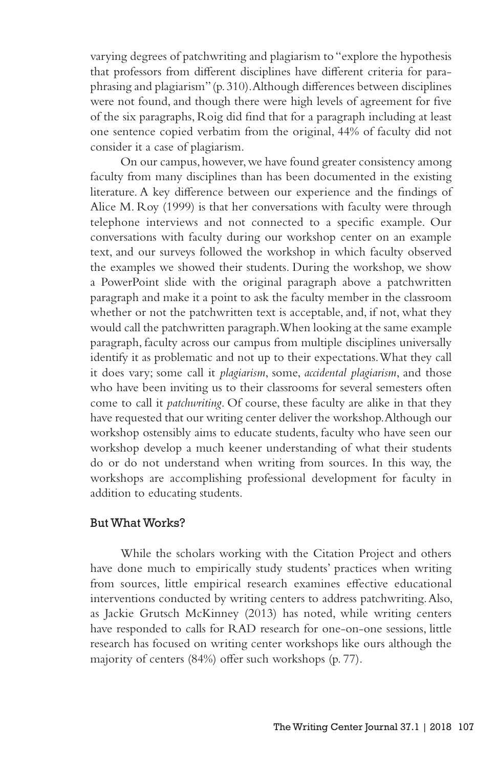varying degrees of patchwriting and plagiarism to "explore the hypothesis that professors from different disciplines have different criteria for paraphrasing and plagiarism" (p. 310). Although differences between disciplines were not found, and though there were high levels of agreement for five of the six paragraphs, Roig did find that for a paragraph including at least one sentence copied verbatim from the original, 44% of faculty did not consider it a case of plagiarism.

On our campus, however, we have found greater consistency among faculty from many disciplines than has been documented in the existing literature. A key difference between our experience and the findings of Alice M. Roy (1999) is that her conversations with faculty were through telephone interviews and not connected to a specific example. Our conversations with faculty during our workshop center on an example text, and our surveys followed the workshop in which faculty observed the examples we showed their students. During the workshop, we show a PowerPoint slide with the original paragraph above a patchwritten paragraph and make it a point to ask the faculty member in the classroom whether or not the patchwritten text is acceptable, and, if not, what they would call the patchwritten paragraph. When looking at the same example paragraph, faculty across our campus from multiple disciplines universally identify it as problematic and not up to their expectations. What they call it does vary; some call it *plagiarism*, some, *accidental plagiarism*, and those who have been inviting us to their classrooms for several semesters often come to call it *patchwriting*. Of course, these faculty are alike in that they have requested that our writing center deliver the workshop. Although our workshop ostensibly aims to educate students, faculty who have seen our workshop develop a much keener understanding of what their students do or do not understand when writing from sources. In this way, the workshops are accomplishing professional development for faculty in addition to educating students.

## But What Works?

While the scholars working with the Citation Project and others have done much to empirically study students' practices when writing from sources, little empirical research examines effective educational interventions conducted by writing centers to address patchwriting. Also, as Jackie Grutsch McKinney (2013) has noted, while writing centers have responded to calls for RAD research for one-on-one sessions, little research has focused on writing center workshops like ours although the majority of centers (84%) offer such workshops (p. 77).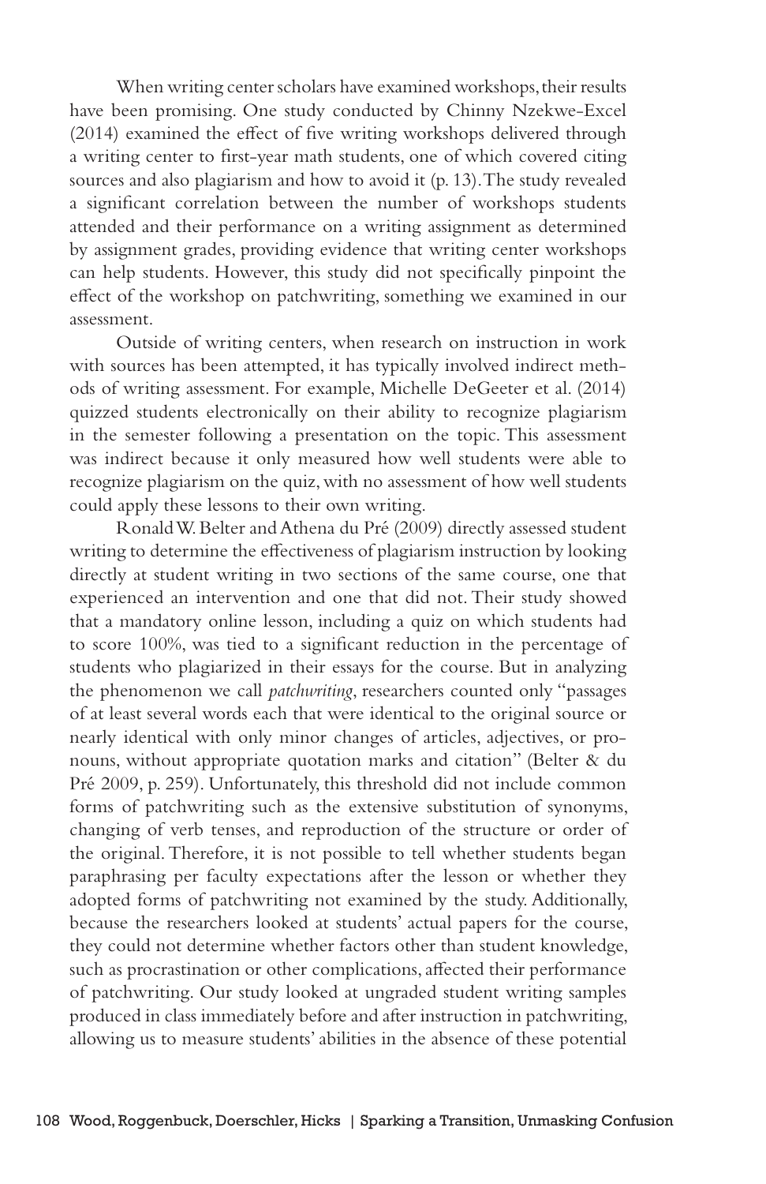When writing center scholars have examined workshops, their results have been promising. One study conducted by Chinny Nzekwe-Excel (2014) examined the effect of five writing workshops delivered through a writing center to first-year math students, one of which covered citing sources and also plagiarism and how to avoid it (p. 13). The study revealed a significant correlation between the number of workshops students attended and their performance on a writing assignment as determined by assignment grades, providing evidence that writing center workshops can help students. However, this study did not specifically pinpoint the effect of the workshop on patchwriting, something we examined in our assessment.

Outside of writing centers, when research on instruction in work with sources has been attempted, it has typically involved indirect methods of writing assessment. For example, Michelle DeGeeter et al. (2014) quizzed students electronically on their ability to recognize plagiarism in the semester following a presentation on the topic. This assessment was indirect because it only measured how well students were able to recognize plagiarism on the quiz, with no assessment of how well students could apply these lessons to their own writing.

Ronald W. Belter and Athena du Pré (2009) directly assessed student writing to determine the effectiveness of plagiarism instruction by looking directly at student writing in two sections of the same course, one that experienced an intervention and one that did not. Their study showed that a mandatory online lesson, including a quiz on which students had to score 100%, was tied to a significant reduction in the percentage of students who plagiarized in their essays for the course. But in analyzing the phenomenon we call *patchwriting*, researchers counted only "passages of at least several words each that were identical to the original source or nearly identical with only minor changes of articles, adjectives, or pronouns, without appropriate quotation marks and citation" (Belter & du Pré 2009, p. 259). Unfortunately, this threshold did not include common forms of patchwriting such as the extensive substitution of synonyms, changing of verb tenses, and reproduction of the structure or order of the original. Therefore, it is not possible to tell whether students began paraphrasing per faculty expectations after the lesson or whether they adopted forms of patchwriting not examined by the study. Additionally, because the researchers looked at students' actual papers for the course, they could not determine whether factors other than student knowledge, such as procrastination or other complications, affected their performance of patchwriting. Our study looked at ungraded student writing samples produced in class immediately before and after instruction in patchwriting, allowing us to measure students' abilities in the absence of these potential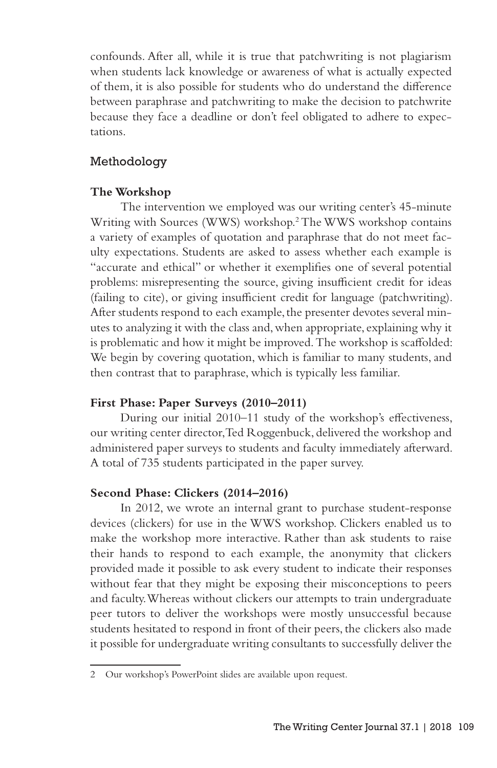confounds. After all, while it is true that patchwriting is not plagiarism when students lack knowledge or awareness of what is actually expected of them, it is also possible for students who do understand the difference between paraphrase and patchwriting to make the decision to patchwrite because they face a deadline or don't feel obligated to adhere to expectations.

## Methodology

### The Workshop

The intervention we employed was our writing center's 45-minute Writing with Sources (WWS) workshop.[2] The WWS workshop contains a variety of examples of quotation and paraphrase that do not meet faculty expectations. Students are asked to assess whether each example is "accurate and ethical" or whether it exemplifies one of several potential problems: misrepresenting the source, giving insufficient credit for ideas (failing to cite), or giving insufficient credit for language (patchwriting). After students respond to each example, the presenter devotes several minutes to analyzing it with the class and, when appropriate, explaining why it is problematic and how it might be improved. The workshop is scaffolded: We begin by covering quotation, which is familiar to many students, and then contrast that to paraphrase, which is typically less familiar.

### First Phase: Paper Surveys (2010–2011)

During our initial 2010–11 study of the workshop's effectiveness, our writing center director, Ted Roggenbuck, delivered the workshop and administered paper surveys to students and faculty immediately afterward. A total of 735 students participated in the paper survey.

### Second Phase: Clickers (2014–2016)

In 2012, we wrote an internal grant to purchase student-response devices (clickers) for use in the WWS workshop. Clickers enabled us to make the workshop more interactive. Rather than ask students to raise their hands to respond to each example, the anonymity that clickers provided made it possible to ask every student to indicate their responses without fear that they might be exposing their misconceptions to peers and faculty. Whereas without clickers our attempts to train undergraduate peer tutors to deliver the workshops were mostly unsuccessful because students hesitated to respond in front of their peers, the clickers also made it possible for undergraduate writing consultants to successfully deliver the

2 Our workshop's PowerPoint slides are available upon request.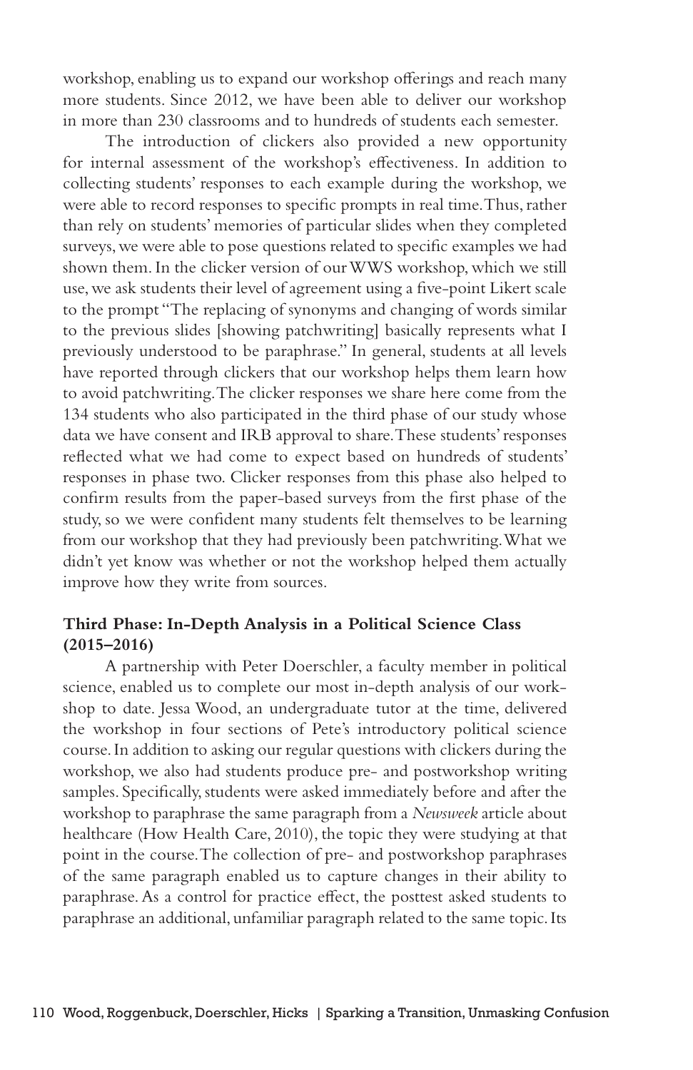workshop, enabling us to expand our workshop offerings and reach many more students. Since 2012, we have been able to deliver our workshop in more than 230 classrooms and to hundreds of students each semester.

The introduction of clickers also provided a new opportunity for internal assessment of the workshop's effectiveness. In addition to collecting students' responses to each example during the workshop, we were able to record responses to specific prompts in real time. Thus, rather than rely on students' memories of particular slides when they completed surveys, we were able to pose questions related to specific examples we had shown them. In the clicker version of our WWS workshop, which we still use, we ask students their level of agreement using a five-point Likert scale to the prompt "The replacing of synonyms and changing of words similar to the previous slides [showing patchwriting] basically represents what I previously understood to be paraphrase." In general, students at all levels have reported through clickers that our workshop helps them learn how to avoid patchwriting. The clicker responses we share here come from the 134 students who also participated in the third phase of our study whose data we have consent and IRB approval to share. These students' responses reflected what we had come to expect based on hundreds of students' responses in phase two. Clicker responses from this phase also helped to confirm results from the paper-based surveys from the first phase of the study, so we were confident many students felt themselves to be learning from our workshop that they had previously been patchwriting. What we didn't yet know was whether or not the workshop helped them actually improve how they write from sources.

### Third Phase: In-Depth Analysis in a Political Science Class (2015–2016)

A partnership with Peter Doerschler, a faculty member in political science, enabled us to complete our most in-depth analysis of our workshop to date. Jessa Wood, an undergraduate tutor at the time, delivered the workshop in four sections of Pete's introductory political science course. In addition to asking our regular questions with clickers during the workshop, we also had students produce pre- and postworkshop writing samples. Specifically, students were asked immediately before and after the workshop to paraphrase the same paragraph from a *Newsweek* article about healthcare (How Health Care, 2010), the topic they were studying at that point in the course. The collection of pre- and postworkshop paraphrases of the same paragraph enabled us to capture changes in their ability to paraphrase. As a control for practice effect, the posttest asked students to paraphrase an additional, unfamiliar paragraph related to the same topic. Its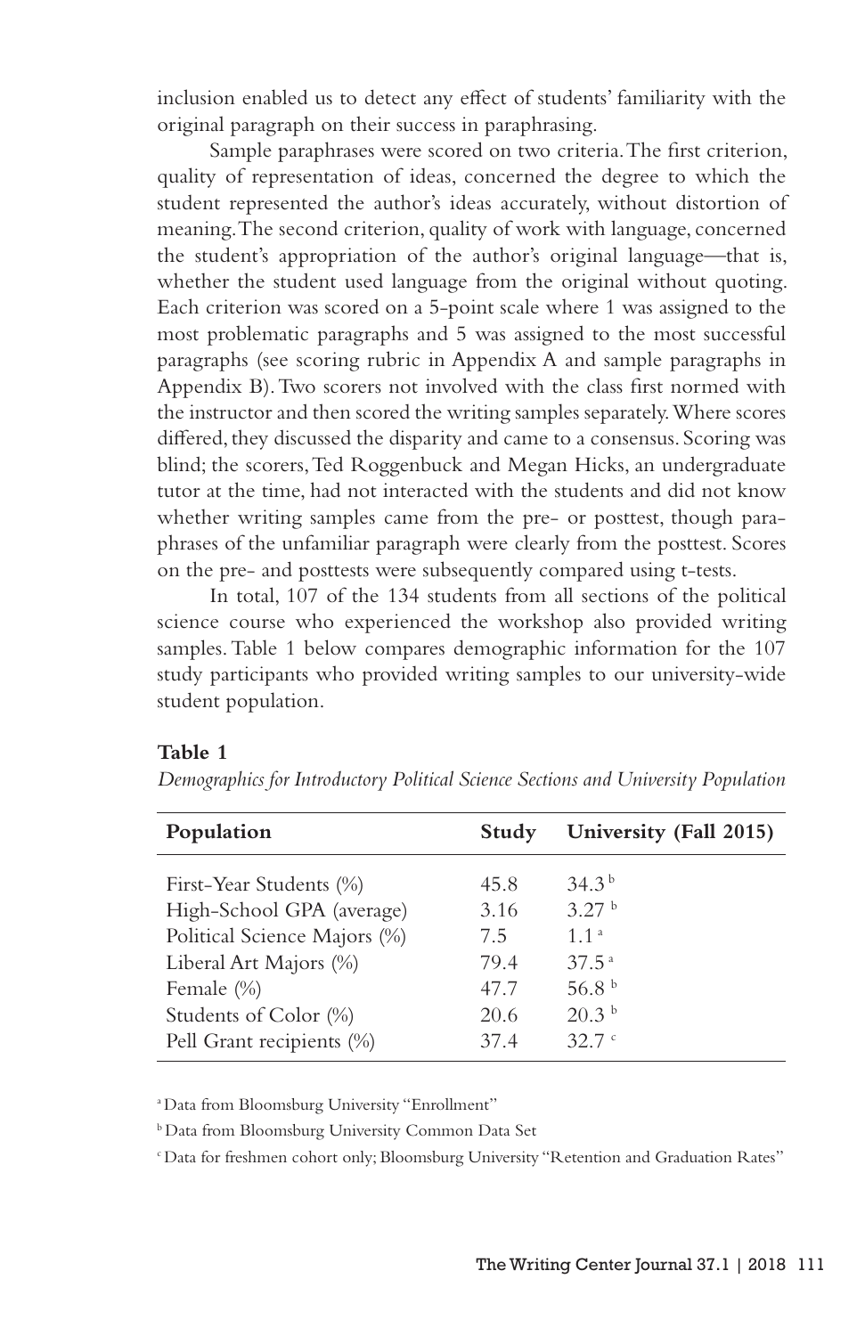inclusion enabled us to detect any effect of students' familiarity with the original paragraph on their success in paraphrasing.

Sample paraphrases were scored on two criteria. The first criterion, quality of representation of ideas, concerned the degree to which the student represented the author's ideas accurately, without distortion of meaning. The second criterion, quality of work with language, concerned the student's appropriation of the author's original language—that is, whether the student used language from the original without quoting. Each criterion was scored on a 5-point scale where 1 was assigned to the most problematic paragraphs and 5 was assigned to the most successful paragraphs (see scoring rubric in Appendix A and sample paragraphs in Appendix B). Two scorers not involved with the class first normed with the instructor and then scored the writing samples separately. Where scores differed, they discussed the disparity and came to a consensus. Scoring was blind; the scorers, Ted Roggenbuck and Megan Hicks, an undergraduate tutor at the time, had not interacted with the students and did not know whether writing samples came from the pre- or posttest, though paraphrases of the unfamiliar paragraph were clearly from the posttest. Scores on the pre- and posttests were subsequently compared using t-tests.

In total, 107 of the 134 students from all sections of the political science course who experienced the workshop also provided writing samples. Table 1 below compares demographic information for the 107 study participants who provided writing samples to our university-wide student population.

**Table 1**

*Demographics for Introductory Political Science Sections and University Population*

| Population | Study | University (Fall 2015) |
|---|---|---|
| First-Year Students (%) | 45.8 | 34.3 [b] |
| High-School GPA (average) | 3.16 | 3.27 [b] |
| Political Science Majors (%) | 7.5 | 1.1 [a] |
| Liberal Art Majors (%) | 79.4 | 37.5 [a] |
| Female (%) | 47.7 | 56.8 [b] |
| Students of Color (%) | 20.6 | 20.3 [b] |
| Pell Grant recipients (%) | 37.4 | 32.7 [c] |

[a] Data from Bloomsburg University "Enrollment"

[b] Data from Bloomsburg University Common Data Set

[c] Data for freshmen cohort only; Bloomsburg University "Retention and Graduation Rates"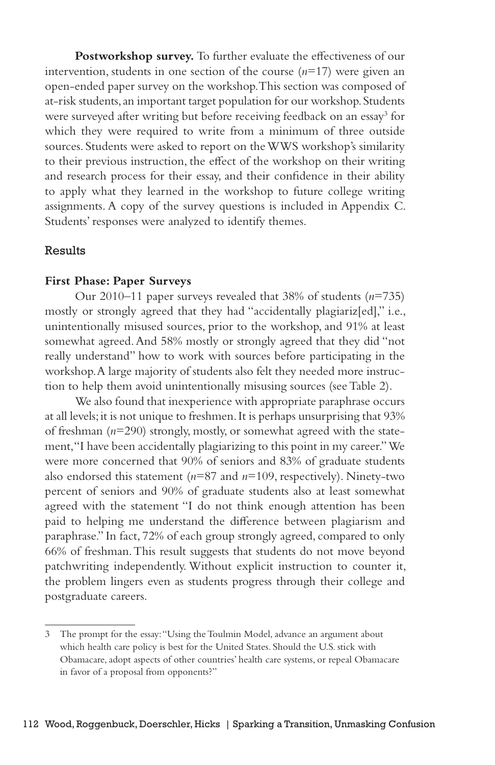**Postworkshop survey.** To further evaluate the effectiveness of our intervention, students in one section of the course (*n*=17) were given an open-ended paper survey on the workshop. This section was composed of at-risk students, an important target population for our workshop. Students were surveyed after writing but before receiving feedback on an essay[3] for which they were required to write from a minimum of three outside sources. Students were asked to report on the WWS workshop's similarity to their previous instruction, the effect of the workshop on their writing and research process for their essay, and their confidence in their ability to apply what they learned in the workshop to future college writing assignments. A copy of the survey questions is included in Appendix C. Students' responses were analyzed to identify themes.

## Results

### First Phase: Paper Surveys

Our 2010–11 paper surveys revealed that 38% of students (*n*=735) mostly or strongly agreed that they had "accidentally plagiariz[ed]," i.e., unintentionally misused sources, prior to the workshop, and 91% at least somewhat agreed. And 58% mostly or strongly agreed that they did "not really understand" how to work with sources before participating in the workshop. A large majority of students also felt they needed more instruction to help them avoid unintentionally misusing sources (see Table 2).

We also found that inexperience with appropriate paraphrase occurs at all levels; it is not unique to freshmen. It is perhaps unsurprising that 93% of freshman (*n*=290) strongly, mostly, or somewhat agreed with the statement, "I have been accidentally plagiarizing to this point in my career." We were more concerned that 90% of seniors and 83% of graduate students also endorsed this statement (*n*=87 and *n*=109, respectively). Ninety-two percent of seniors and 90% of graduate students also at least somewhat agreed with the statement "I do not think enough attention has been paid to helping me understand the difference between plagiarism and paraphrase." In fact, 72% of each group strongly agreed, compared to only 66% of freshman. This result suggests that students do not move beyond patchwriting independently. Without explicit instruction to counter it, the problem lingers even as students progress through their college and postgraduate careers.

---

3 The prompt for the essay: "Using the Toulmin Model, advance an argument about which health care policy is best for the United States. Should the U.S. stick with Obamacare, adopt aspects of other countries' health care systems, or repeal Obamacare in favor of a proposal from opponents?"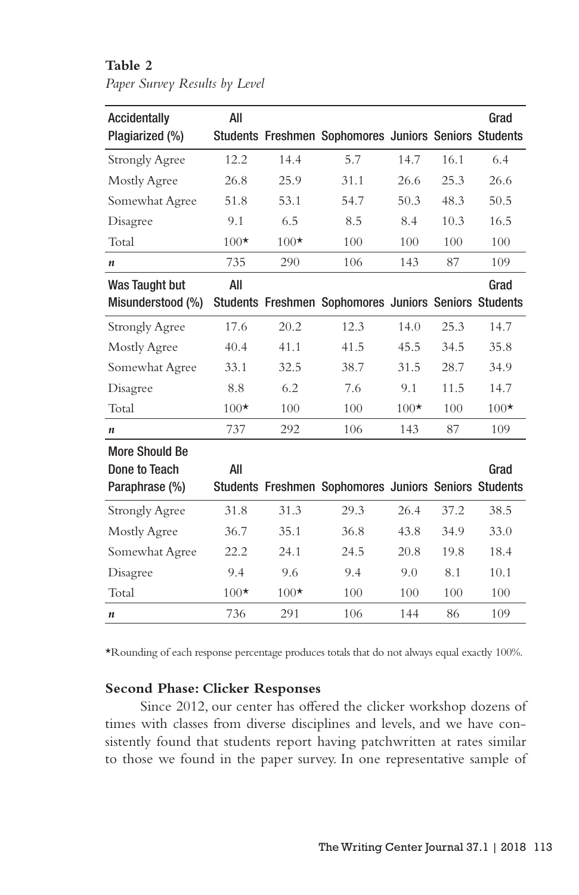**Table 2**

*Paper Survey Results by Level*

| Accidentally Plagiarized (%) | All Students | Freshmen | Sophomores | Juniors | Seniors | Grad Students |
|---|---|---|---|---|---|---|
| Strongly Agree | 12.2 | 14.4 | 5.7 | 14.7 | 16.1 | 6.4 |
| Mostly Agree | 26.8 | 25.9 | 31.1 | 26.6 | 25.3 | 26.6 |
| Somewhat Agree | 51.8 | 53.1 | 54.7 | 50.3 | 48.3 | 50.5 |
| Disagree | 9.1 | 6.5 | 8.5 | 8.4 | 10.3 | 16.5 |
| Total | 100* | 100* | 100 | 100 | 100 | 100 |
| *n* | 735 | 290 | 106 | 143 | 87 | 109 |
| **Was Taught but Misunderstood (%)** | **All Students** | **Freshmen** | **Sophomores** | **Juniors** | **Seniors** | **Grad Students** |
| Strongly Agree | 17.6 | 20.2 | 12.3 | 14.0 | 25.3 | 14.7 |
| Mostly Agree | 40.4 | 41.1 | 41.5 | 45.5 | 34.5 | 35.8 |
| Somewhat Agree | 33.1 | 32.5 | 38.7 | 31.5 | 28.7 | 34.9 |
| Disagree | 8.8 | 6.2 | 7.6 | 9.1 | 11.5 | 14.7 |
| Total | 100* | 100 | 100 | 100* | 100 | 100* |
| *n* | 737 | 292 | 106 | 143 | 87 | 109 |
| **More Should Be Done to Teach Paraphrase (%)** | **All Students** | **Freshmen** | **Sophomores** | **Juniors** | **Seniors** | **Grad Students** |
| Strongly Agree | 31.8 | 31.3 | 29.3 | 26.4 | 37.2 | 38.5 |
| Mostly Agree | 36.7 | 35.1 | 36.8 | 43.8 | 34.9 | 33.0 |
| Somewhat Agree | 22.2 | 24.1 | 24.5 | 20.8 | 19.8 | 18.4 |
| Disagree | 9.4 | 9.6 | 9.4 | 9.0 | 8.1 | 10.1 |
| Total | 100* | 100* | 100 | 100 | 100 | 100 |
| *n* | 736 | 291 | 106 | 144 | 86 | 109 |

*Rounding of each response percentage produces totals that do not always equal exactly 100%.

### Second Phase: Clicker Responses

Since 2012, our center has offered the clicker workshop dozens of times with classes from diverse disciplines and levels, and we have consistently found that students report having patchwritten at rates similar to those we found in the paper survey. In one representative sample of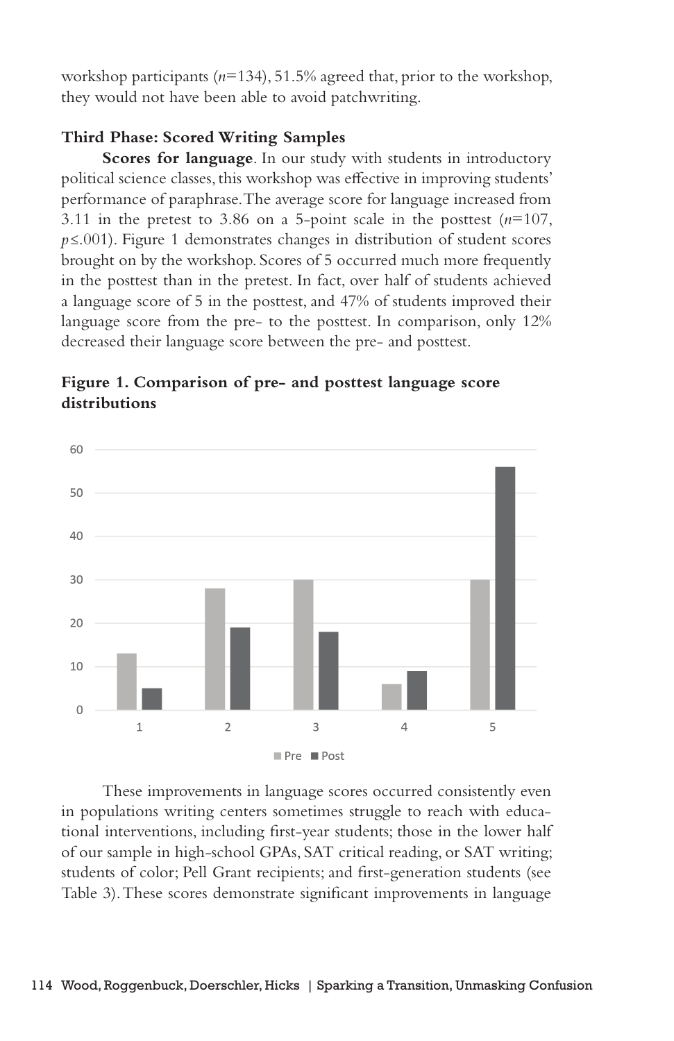workshop participants ($n$=134), 51.5% agreed that, prior to the workshop, they would not have been able to avoid patchwriting.

### Third Phase: Scored Writing Samples

**Scores for language**. In our study with students in introductory political science classes, this workshop was effective in improving students' performance of paraphrase. The average score for language increased from 3.11 in the pretest to 3.86 on a 5-point scale in the posttest ($n$=107, $p \leq .001$). Figure 1 demonstrates changes in distribution of student scores brought on by the workshop. Scores of 5 occurred much more frequently in the posttest than in the pretest. In fact, over half of students achieved a language score of 5 in the posttest, and 47% of students improved their language score from the pre- to the posttest. In comparison, only 12% decreased their language score between the pre- and posttest.

**Figure 1. Comparison of pre- and posttest language score distributions**

| Score | Pre | Post |
|---|---|---|
| 1 | 13 | 5 |
| 2 | 28 | 19 |
| 3 | 30 | 18 |
| 4 | 6 | 9 |
| 5 | 30 | 56 |

These improvements in language scores occurred consistently even in populations writing centers sometimes struggle to reach with educational interventions, including first-year students; those in the lower half of our sample in high-school GPAs, SAT critical reading, or SAT writing; students of color; Pell Grant recipients; and first-generation students (see Table 3). These scores demonstrate significant improvements in language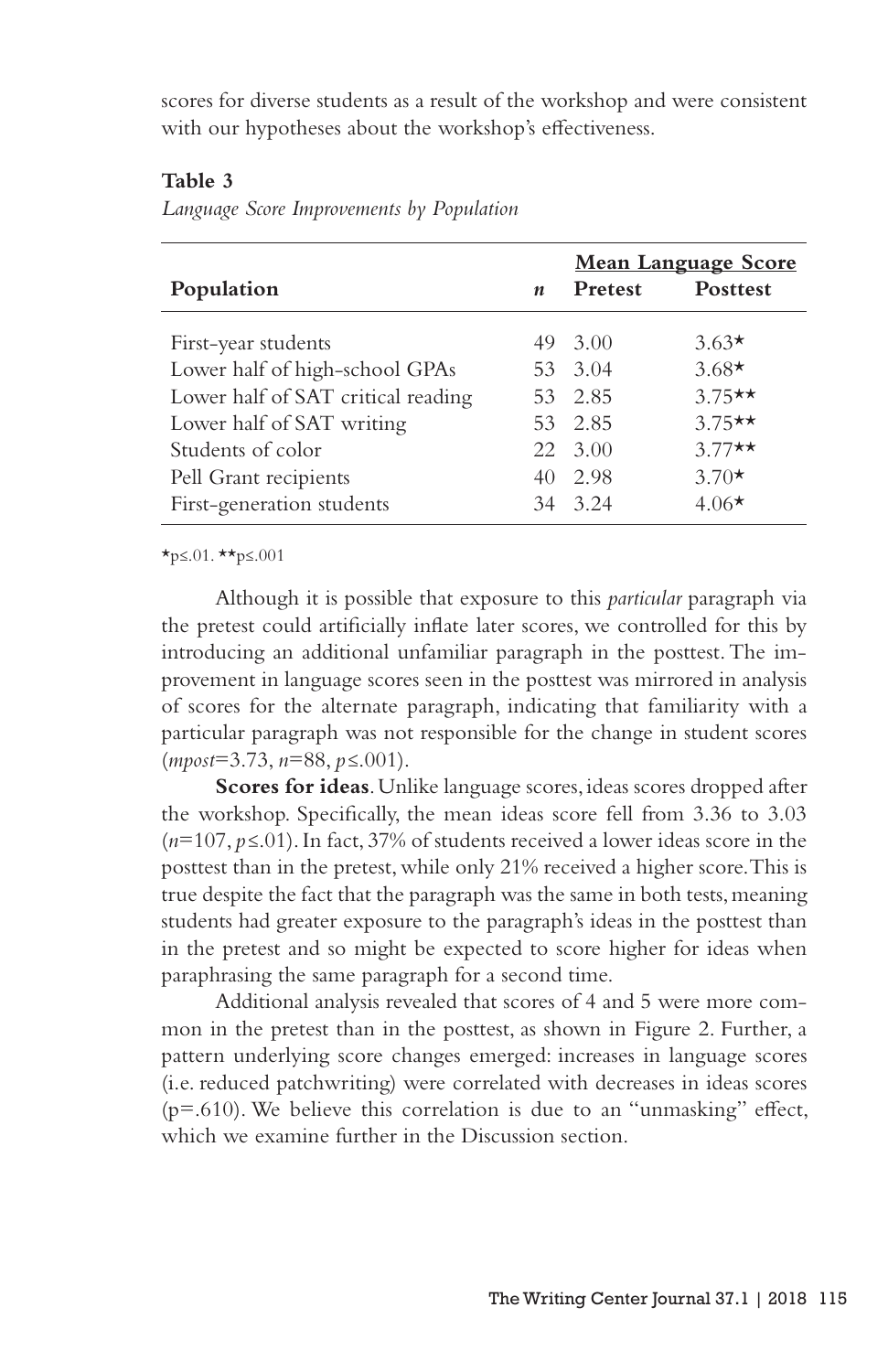scores for diverse students as a result of the workshop and were consistent with our hypotheses about the workshop's effectiveness.

**Table 3**

*Language Score Improvements by Population*

| Population | *n* | Mean Language Score | |
|---|---|---|---|
| | | Pretest | Posttest |
| First-year students | 49 | 3.00 | 3.63* |
| Lower half of high-school GPAs | 53 | 3.04 | 3.68* |
| Lower half of SAT critical reading | 53 | 2.85 | 3.75** |
| Lower half of SAT writing | 53 | 2.85 | 3.75** |
| Students of color | 22 | 3.00 | 3.77** |
| Pell Grant recipients | 40 | 2.98 | 3.70* |
| First-generation students | 34 | 3.24 | 4.06* |

*$p \leq .01$. **$p \leq .001$

Although it is possible that exposure to this *particular* paragraph via the pretest could artificially inflate later scores, we controlled for this by introducing an additional unfamiliar paragraph in the posttest. The improvement in language scores seen in the posttest was mirrored in analysis of scores for the alternate paragraph, indicating that familiarity with a particular paragraph was not responsible for the change in student scores ($mpost$=3.73, $n$=88, $p \leq .001$).

**Scores for ideas**. Unlike language scores, ideas scores dropped after the workshop. Specifically, the mean ideas score fell from 3.36 to 3.03 ($n$=107, $p \leq .01$). In fact, 37% of students received a lower ideas score in the posttest than in the pretest, while only 21% received a higher score. This is true despite the fact that the paragraph was the same in both tests, meaning students had greater exposure to the paragraph's ideas in the posttest than in the pretest and so might be expected to score higher for ideas when paraphrasing the same paragraph for a second time.

Additional analysis revealed that scores of 4 and 5 were more common in the pretest than in the posttest, as shown in Figure 2. Further, a pattern underlying score changes emerged: increases in language scores (i.e. reduced patchwriting) were correlated with decreases in ideas scores ($p$=.610). We believe this correlation is due to an "unmasking" effect, which we examine further in the Discussion section.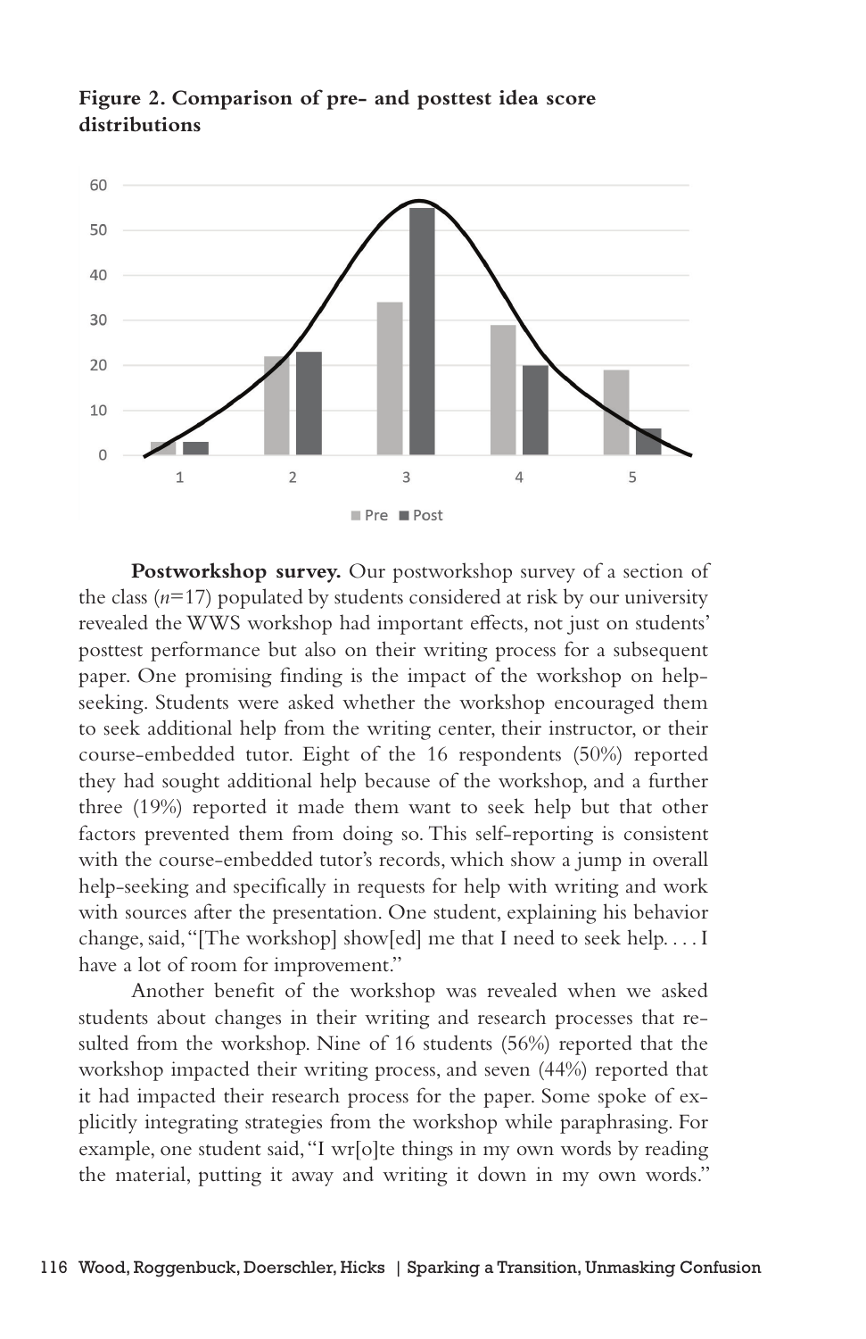**Figure 2. Comparison of pre- and posttest idea score distributions**

**Postworkshop survey.** Our postworkshop survey of a section of the class ($n$=17) populated by students considered at risk by our university revealed the WWS workshop had important effects, not just on students' posttest performance but also on their writing process for a subsequent paper. One promising finding is the impact of the workshop on help-seeking. Students were asked whether the workshop encouraged them to seek additional help from the writing center, their instructor, or their course-embedded tutor. Eight of the 16 respondents (50%) reported they had sought additional help because of the workshop, and a further three (19%) reported it made them want to seek help but that other factors prevented them from doing so. This self-reporting is consistent with the course-embedded tutor's records, which show a jump in overall help-seeking and specifically in requests for help with writing and work with sources after the presentation. One student, explaining his behavior change, said, "[The workshop] show[ed] me that I need to seek help. . . . I have a lot of room for improvement."

Another benefit of the workshop was revealed when we asked students about changes in their writing and research processes that resulted from the workshop. Nine of 16 students (56%) reported that the workshop impacted their writing process, and seven (44%) reported that it had impacted their research process for the paper. Some spoke of explicitly integrating strategies from the workshop while paraphrasing. For example, one student said, "I wr[o]te things in my own words by reading the material, putting it away and writing it down in my own words."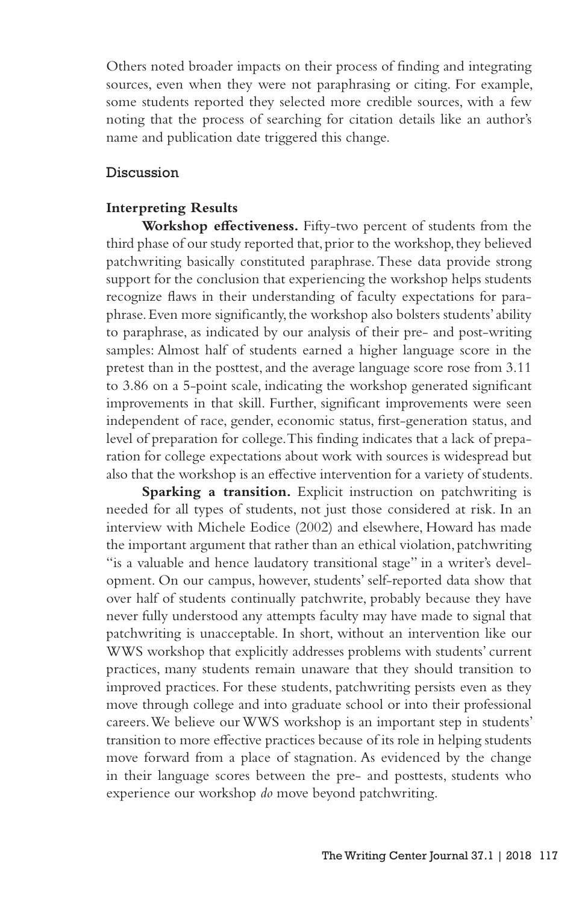Others noted broader impacts on their process of finding and integrating sources, even when they were not paraphrasing or citing. For example, some students reported they selected more credible sources, with a few noting that the process of searching for citation details like an author's name and publication date triggered this change.

## Discussion

### Interpreting Results

**Workshop effectiveness.** Fifty-two percent of students from the third phase of our study reported that, prior to the workshop, they believed patchwriting basically constituted paraphrase. These data provide strong support for the conclusion that experiencing the workshop helps students recognize flaws in their understanding of faculty expectations for paraphrase. Even more significantly, the workshop also bolsters students' ability to paraphrase, as indicated by our analysis of their pre- and post-writing samples: Almost half of students earned a higher language score in the pretest than in the posttest, and the average language score rose from 3.11 to 3.86 on a 5-point scale, indicating the workshop generated significant improvements in that skill. Further, significant improvements were seen independent of race, gender, economic status, first-generation status, and level of preparation for college. This finding indicates that a lack of preparation for college expectations about work with sources is widespread but also that the workshop is an effective intervention for a variety of students.

**Sparking a transition.** Explicit instruction on patchwriting is needed for all types of students, not just those considered at risk. In an interview with Michele Eodice (2002) and elsewhere, Howard has made the important argument that rather than an ethical violation, patchwriting "is a valuable and hence laudatory transitional stage" in a writer's development. On our campus, however, students' self-reported data show that over half of students continually patchwrite, probably because they have never fully understood any attempts faculty may have made to signal that patchwriting is unacceptable. In short, without an intervention like our WWS workshop that explicitly addresses problems with students' current practices, many students remain unaware that they should transition to improved practices. For these students, patchwriting persists even as they move through college and into graduate school or into their professional careers. We believe our WWS workshop is an important step in students' transition to more effective practices because of its role in helping students move forward from a place of stagnation. As evidenced by the change in their language scores between the pre- and posttests, students who experience our workshop *do* move beyond patchwriting.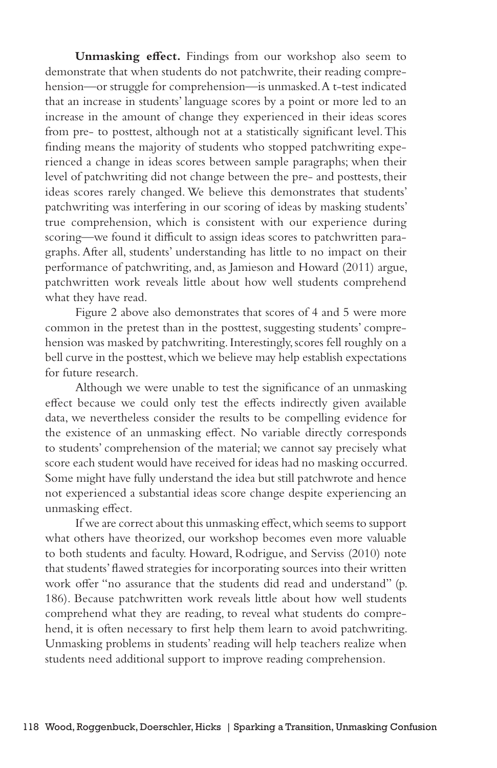**Unmasking effect.** Findings from our workshop also seem to demonstrate that when students do not patchwrite, their reading comprehension—or struggle for comprehension—is unmasked. A t-test indicated that an increase in students' language scores by a point or more led to an increase in the amount of change they experienced in their ideas scores from pre- to posttest, although not at a statistically significant level. This finding means the majority of students who stopped patchwriting experienced a change in ideas scores between sample paragraphs; when their level of patchwriting did not change between the pre- and posttests, their ideas scores rarely changed. We believe this demonstrates that students' patchwriting was interfering in our scoring of ideas by masking students' true comprehension, which is consistent with our experience during scoring—we found it difficult to assign ideas scores to patchwritten paragraphs. After all, students' understanding has little to no impact on their performance of patchwriting, and, as Jamieson and Howard (2011) argue, patchwritten work reveals little about how well students comprehend what they have read.

Figure 2 above also demonstrates that scores of 4 and 5 were more common in the pretest than in the posttest, suggesting students' comprehension was masked by patchwriting. Interestingly, scores fell roughly on a bell curve in the posttest, which we believe may help establish expectations for future research.

Although we were unable to test the significance of an unmasking effect because we could only test the effects indirectly given available data, we nevertheless consider the results to be compelling evidence for the existence of an unmasking effect. No variable directly corresponds to students' comprehension of the material; we cannot say precisely what score each student would have received for ideas had no masking occurred. Some might have fully understand the idea but still patchwrote and hence not experienced a substantial ideas score change despite experiencing an unmasking effect.

If we are correct about this unmasking effect, which seems to support what others have theorized, our workshop becomes even more valuable to both students and faculty. Howard, Rodrigue, and Serviss (2010) note that students' flawed strategies for incorporating sources into their written work offer "no assurance that the students did read and understand" (p. 186). Because patchwritten work reveals little about how well students comprehend what they are reading, to reveal what students do comprehend, it is often necessary to first help them learn to avoid patchwriting. Unmasking problems in students' reading will help teachers realize when students need additional support to improve reading comprehension.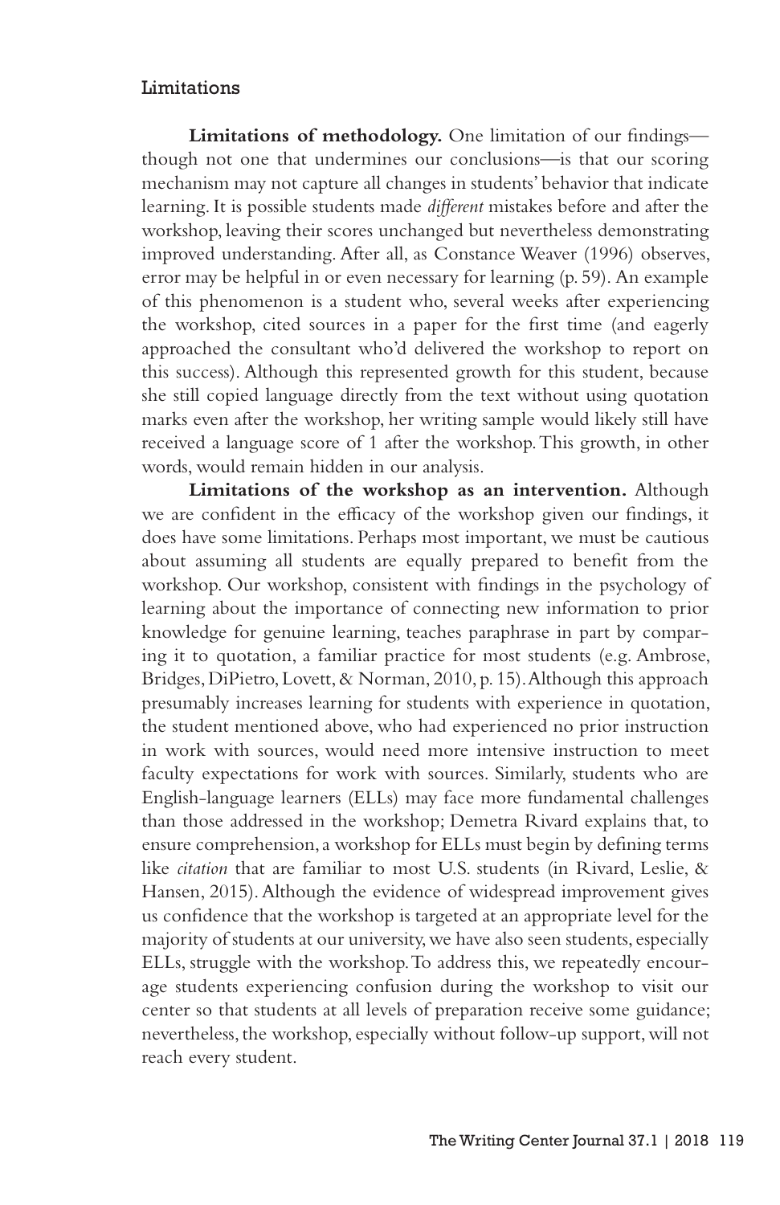## Limitations

**Limitations of methodology.** One limitation of our findings—though not one that undermines our conclusions—is that our scoring mechanism may not capture all changes in students' behavior that indicate learning. It is possible students made *different* mistakes before and after the workshop, leaving their scores unchanged but nevertheless demonstrating improved understanding. After all, as Constance Weaver (1996) observes, error may be helpful in or even necessary for learning (p. 59). An example of this phenomenon is a student who, several weeks after experiencing the workshop, cited sources in a paper for the first time (and eagerly approached the consultant who'd delivered the workshop to report on this success). Although this represented growth for this student, because she still copied language directly from the text without using quotation marks even after the workshop, her writing sample would likely still have received a language score of 1 after the workshop. This growth, in other words, would remain hidden in our analysis.

**Limitations of the workshop as an intervention.** Although we are confident in the efficacy of the workshop given our findings, it does have some limitations. Perhaps most important, we must be cautious about assuming all students are equally prepared to benefit from the workshop. Our workshop, consistent with findings in the psychology of learning about the importance of connecting new information to prior knowledge for genuine learning, teaches paraphrase in part by comparing it to quotation, a familiar practice for most students (e.g. Ambrose, Bridges, DiPietro, Lovett, & Norman, 2010, p. 15). Although this approach presumably increases learning for students with experience in quotation, the student mentioned above, who had experienced no prior instruction in work with sources, would need more intensive instruction to meet faculty expectations for work with sources. Similarly, students who are English-language learners (ELLs) may face more fundamental challenges than those addressed in the workshop; Demetra Rivard explains that, to ensure comprehension, a workshop for ELLs must begin by defining terms like *citation* that are familiar to most U.S. students (in Rivard, Leslie, & Hansen, 2015). Although the evidence of widespread improvement gives us confidence that the workshop is targeted at an appropriate level for the majority of students at our university, we have also seen students, especially ELLs, struggle with the workshop. To address this, we repeatedly encourage students experiencing confusion during the workshop to visit our center so that students at all levels of preparation receive some guidance; nevertheless, the workshop, especially without follow-up support, will not reach every student.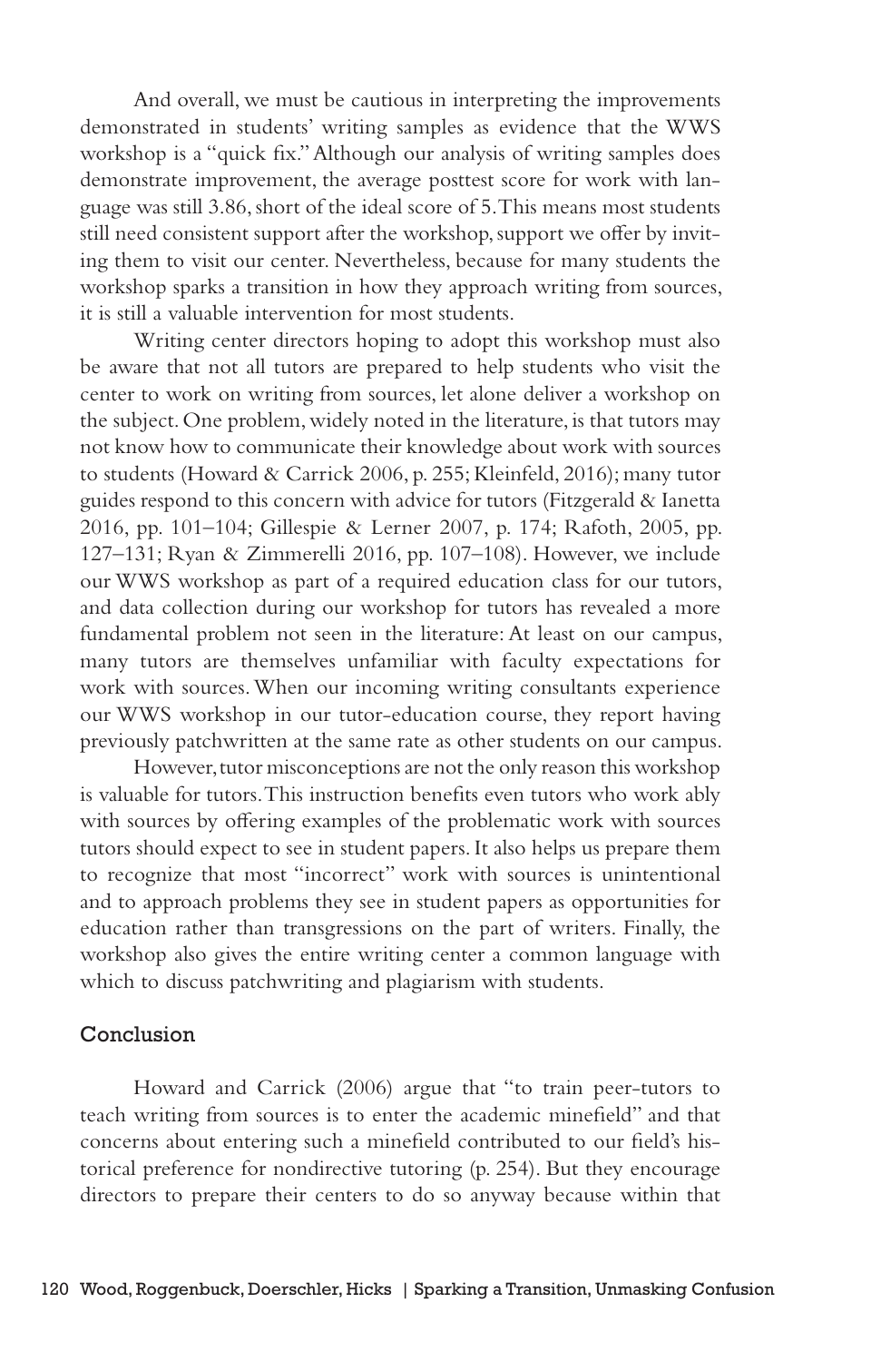And overall, we must be cautious in interpreting the improvements demonstrated in students' writing samples as evidence that the WWS workshop is a "quick fix." Although our analysis of writing samples does demonstrate improvement, the average posttest score for work with language was still 3.86, short of the ideal score of 5. This means most students still need consistent support after the workshop, support we offer by inviting them to visit our center. Nevertheless, because for many students the workshop sparks a transition in how they approach writing from sources, it is still a valuable intervention for most students.

Writing center directors hoping to adopt this workshop must also be aware that not all tutors are prepared to help students who visit the center to work on writing from sources, let alone deliver a workshop on the subject. One problem, widely noted in the literature, is that tutors may not know how to communicate their knowledge about work with sources to students (Howard & Carrick 2006, p. 255; Kleinfeld, 2016); many tutor guides respond to this concern with advice for tutors (Fitzgerald & Ianetta 2016, pp. 101–104; Gillespie & Lerner 2007, p. 174; Rafoth, 2005, pp. 127–131; Ryan & Zimmerelli 2016, pp. 107–108). However, we include our WWS workshop as part of a required education class for our tutors, and data collection during our workshop for tutors has revealed a more fundamental problem not seen in the literature: At least on our campus, many tutors are themselves unfamiliar with faculty expectations for work with sources. When our incoming writing consultants experience our WWS workshop in our tutor-education course, they report having previously patchwritten at the same rate as other students on our campus.

However, tutor misconceptions are not the only reason this workshop is valuable for tutors. This instruction benefits even tutors who work ably with sources by offering examples of the problematic work with sources tutors should expect to see in student papers. It also helps us prepare them to recognize that most "incorrect" work with sources is unintentional and to approach problems they see in student papers as opportunities for education rather than transgressions on the part of writers. Finally, the workshop also gives the entire writing center a common language with which to discuss patchwriting and plagiarism with students.

## Conclusion

Howard and Carrick (2006) argue that "to train peer-tutors to teach writing from sources is to enter the academic minefield" and that concerns about entering such a minefield contributed to our field's historical preference for nondirective tutoring (p. 254). But they encourage directors to prepare their centers to do so anyway because within that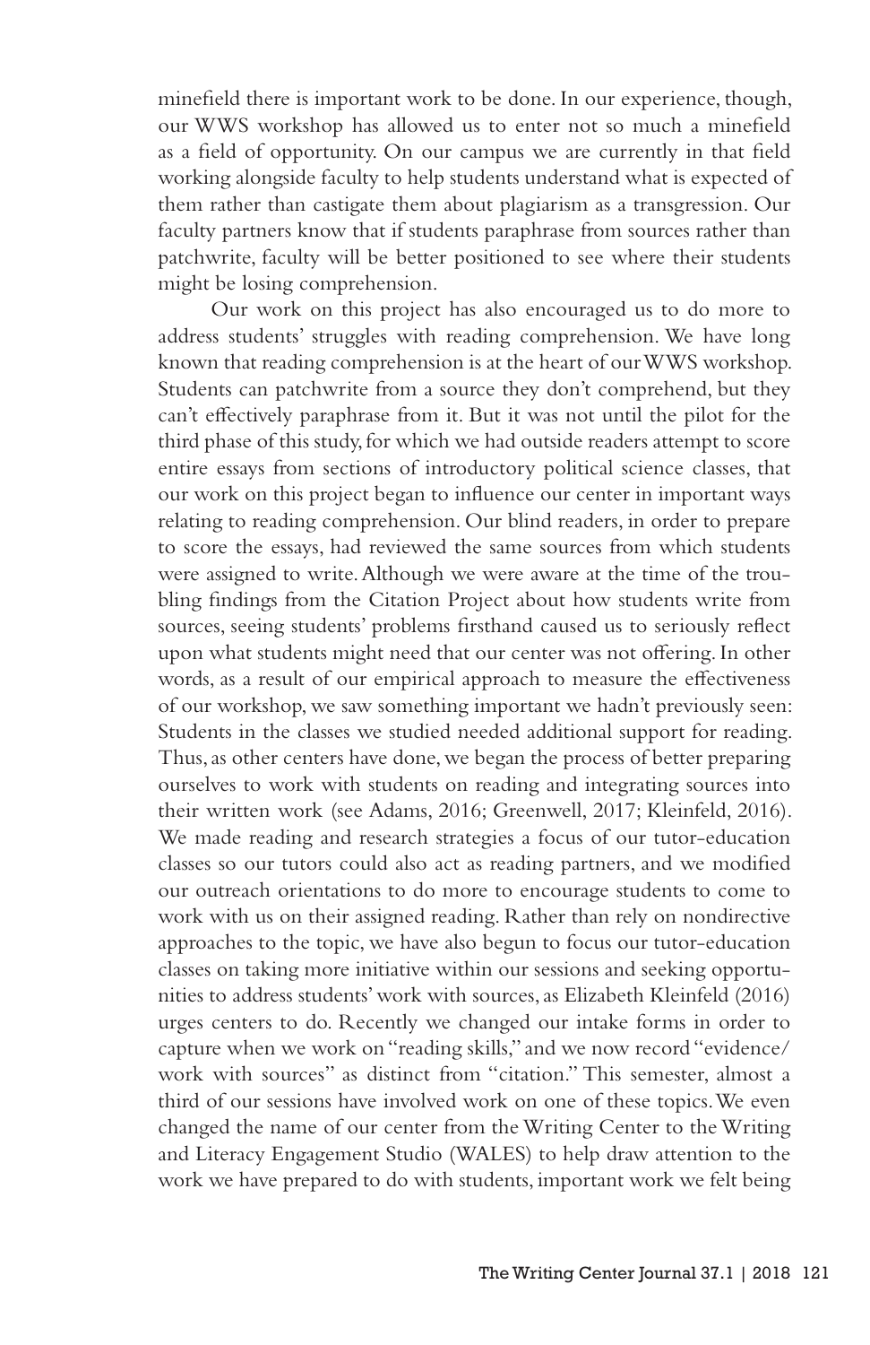minefield there is important work to be done. In our experience, though, our WWS workshop has allowed us to enter not so much a minefield as a field of opportunity. On our campus we are currently in that field working alongside faculty to help students understand what is expected of them rather than castigate them about plagiarism as a transgression. Our faculty partners know that if students paraphrase from sources rather than patchwrite, faculty will be better positioned to see where their students might be losing comprehension.

Our work on this project has also encouraged us to do more to address students' struggles with reading comprehension. We have long known that reading comprehension is at the heart of our WWS workshop. Students can patchwrite from a source they don't comprehend, but they can't effectively paraphrase from it. But it was not until the pilot for the third phase of this study, for which we had outside readers attempt to score entire essays from sections of introductory political science classes, that our work on this project began to influence our center in important ways relating to reading comprehension. Our blind readers, in order to prepare to score the essays, had reviewed the same sources from which students were assigned to write. Although we were aware at the time of the troubling findings from the Citation Project about how students write from sources, seeing students' problems firsthand caused us to seriously reflect upon what students might need that our center was not offering. In other words, as a result of our empirical approach to measure the effectiveness of our workshop, we saw something important we hadn't previously seen: Students in the classes we studied needed additional support for reading. Thus, as other centers have done, we began the process of better preparing ourselves to work with students on reading and integrating sources into their written work (see Adams, 2016; Greenwell, 2017; Kleinfeld, 2016). We made reading and research strategies a focus of our tutor-education classes so our tutors could also act as reading partners, and we modified our outreach orientations to do more to encourage students to come to work with us on their assigned reading. Rather than rely on nondirective approaches to the topic, we have also begun to focus our tutor-education classes on taking more initiative within our sessions and seeking opportunities to address students' work with sources, as Elizabeth Kleinfeld (2016) urges centers to do. Recently we changed our intake forms in order to capture when we work on "reading skills," and we now record "evidence/work with sources" as distinct from "citation." This semester, almost a third of our sessions have involved work on one of these topics. We even changed the name of our center from the Writing Center to the Writing and Literacy Engagement Studio (WALES) to help draw attention to the work we have prepared to do with students, important work we felt being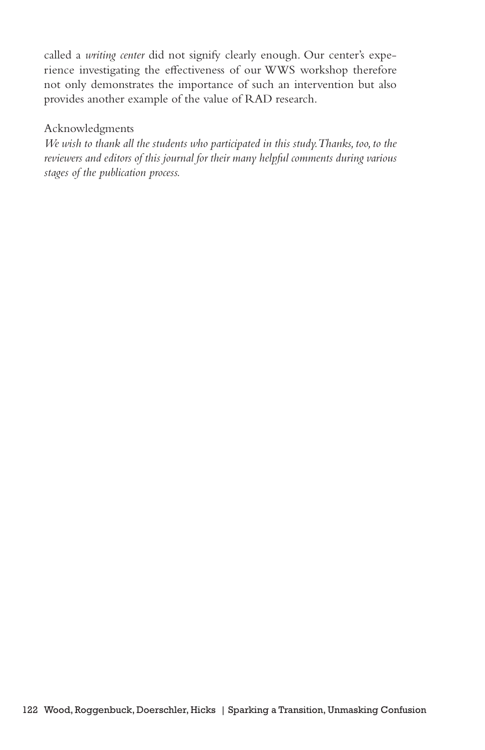called a *writing center* did not signify clearly enough. Our center's experience investigating the effectiveness of our WWS workshop therefore not only demonstrates the importance of such an intervention but also provides another example of the value of RAD research.

## Acknowledgments

*We wish to thank all the students who participated in this study. Thanks, too, to the reviewers and editors of this journal for their many helpful comments during various stages of the publication process.*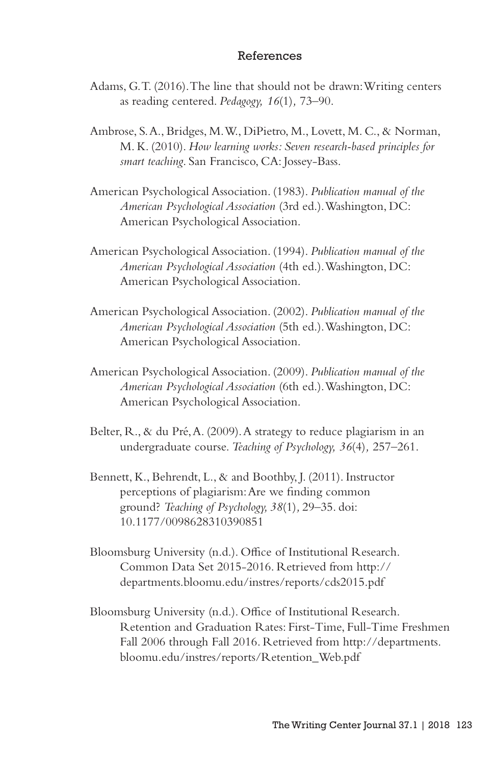## References

Adams, G. T. (2016). The line that should not be drawn: Writing centers as reading centered. *Pedagogy, 16*(1), 73–90.

Ambrose, S. A., Bridges, M. W., DiPietro, M., Lovett, M. C., & Norman, M. K. (2010). *How learning works: Seven research-based principles for smart teaching*. San Francisco, CA: Jossey-Bass.

American Psychological Association. (1983). *Publication manual of the American Psychological Association* (3rd ed.). Washington, DC: American Psychological Association.

American Psychological Association. (1994). *Publication manual of the American Psychological Association* (4th ed.). Washington, DC: American Psychological Association.

American Psychological Association. (2002). *Publication manual of the American Psychological Association* (5th ed.). Washington, DC: American Psychological Association.

American Psychological Association. (2009). *Publication manual of the American Psychological Association* (6th ed.). Washington, DC: American Psychological Association.

Belter, R., & du Pré, A. (2009). A strategy to reduce plagiarism in an undergraduate course. *Teaching of Psychology, 36*(4), 257–261.

Bennett, K., Behrendt, L., & and Boothby, J. (2011). Instructor perceptions of plagiarism: Are we finding common ground? *Teaching of Psychology, 38*(1), 29–35. doi: 10.1177/0098628310390851

Bloomsburg University (n.d.). Office of Institutional Research. Common Data Set 2015-2016. Retrieved from http://departments.bloomu.edu/instres/reports/cds2015.pdf

Bloomsburg University (n.d.). Office of Institutional Research. Retention and Graduation Rates: First-Time, Full-Time Freshmen Fall 2006 through Fall 2016. Retrieved from http://departments.bloomu.edu/instres/reports/Retention_Web.pdf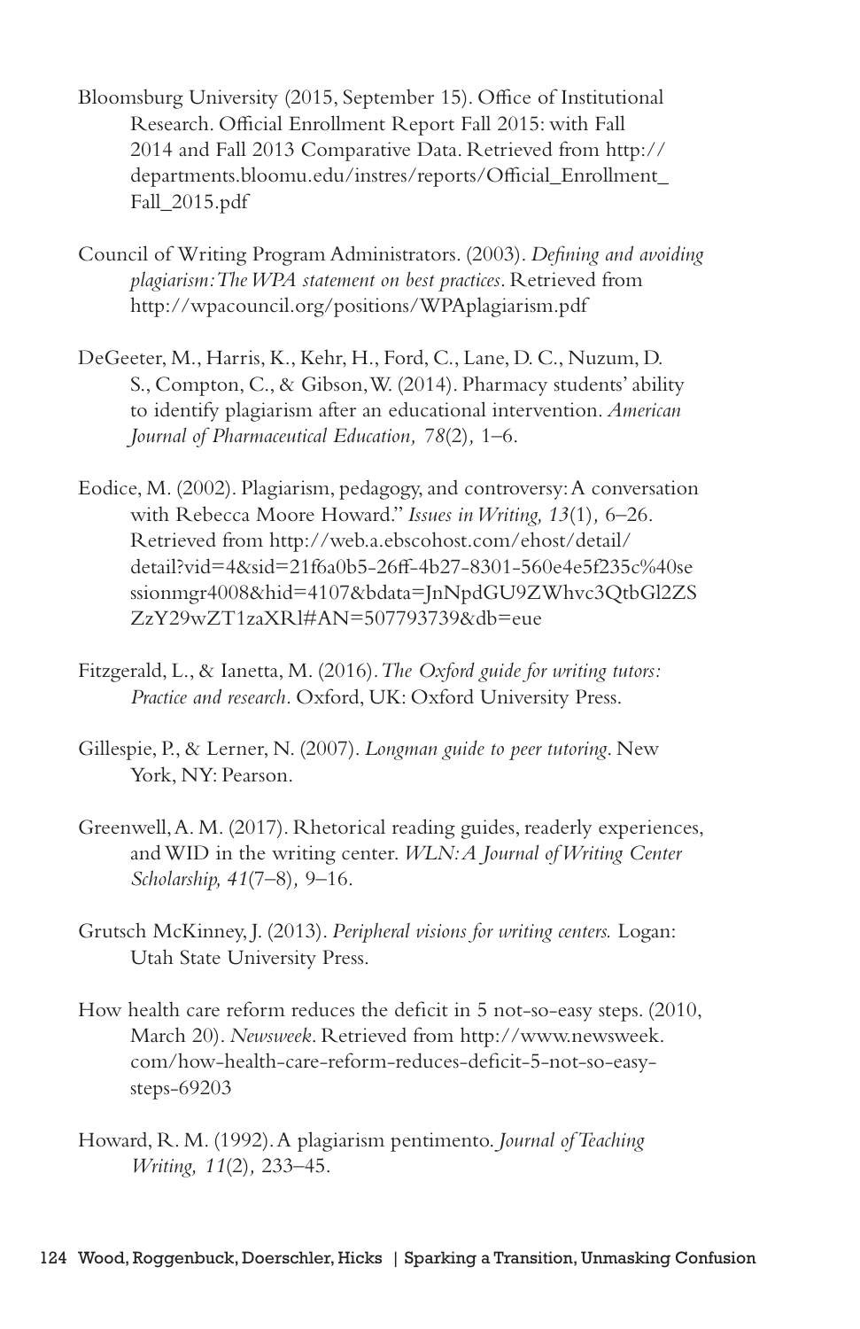Bloomsburg University (2015, September 15). Office of Institutional Research. Official Enrollment Report Fall 2015: with Fall 2014 and Fall 2013 Comparative Data. Retrieved from http://departments.bloomu.edu/instres/reports/Official_Enrollment_Fall_2015.pdf

Council of Writing Program Administrators. (2003). *Defining and avoiding plagiarism: The WPA statement on best practices*. Retrieved from http://wpacouncil.org/positions/WPAplagiarism.pdf

DeGeeter, M., Harris, K., Kehr, H., Ford, C., Lane, D. C., Nuzum, D. S., Compton, C., & Gibson, W. (2014). Pharmacy students' ability to identify plagiarism after an educational intervention. *American Journal of Pharmaceutical Education, 78*(2), 1–6.

Eodice, M. (2002). Plagiarism, pedagogy, and controversy: A conversation with Rebecca Moore Howard." *Issues in Writing, 13*(1), 6–26. Retrieved from http://web.a.ebscohost.com/ehost/detail/detail?vid=4&sid=21f6a0b5-26ff-4b27-8301-560e4e5f235c%40sessionmgr4008&hid=4107&bdata=JnNpdGU9ZWhvc3QtbGl2ZSZzY29wZT1zaXRl#AN=507793739&db=eue

Fitzgerald, L., & Ianetta, M. (2016). *The Oxford guide for writing tutors: Practice and research*. Oxford, UK: Oxford University Press.

Gillespie, P., & Lerner, N. (2007). *Longman guide to peer tutoring*. New York, NY: Pearson.

Greenwell, A. M. (2017). Rhetorical reading guides, readerly experiences, and WID in the writing center. *WLN: A Journal of Writing Center Scholarship, 41*(7–8), 9–16.

Grutsch McKinney, J. (2013). *Peripheral visions for writing centers.* Logan: Utah State University Press.

How health care reform reduces the deficit in 5 not-so-easy steps. (2010, March 20). *Newsweek*. Retrieved from http://www.newsweek.com/how-health-care-reform-reduces-deficit-5-not-so-easy-steps-69203

Howard, R. M. (1992). A plagiarism pentimento. *Journal of Teaching Writing, 11*(2), 233–45.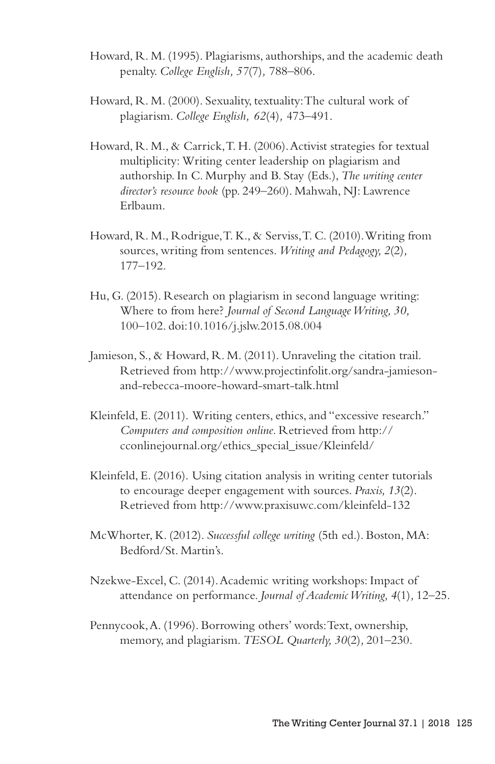Howard, R. M. (1995). Plagiarisms, authorships, and the academic death penalty. *College English, 57*(7), 788–806.

Howard, R. M. (2000). Sexuality, textuality: The cultural work of plagiarism. *College English, 62*(4), 473–491.

Howard, R. M., & Carrick, T. H. (2006). Activist strategies for textual multiplicity: Writing center leadership on plagiarism and authorship. In C. Murphy and B. Stay (Eds.), *The writing center director's resource book* (pp. 249–260). Mahwah, NJ: Lawrence Erlbaum.

Howard, R. M., Rodrigue, T. K., & Serviss, T. C. (2010). Writing from sources, writing from sentences. *Writing and Pedagogy, 2*(2), 177–192.

Hu, G. (2015). Research on plagiarism in second language writing: Where to from here? *Journal of Second Language Writing, 30,* 100–102. doi:10.1016/j.jslw.2015.08.004

Jamieson, S., & Howard, R. M. (2011). Unraveling the citation trail. Retrieved from http://www.projectinfolit.org/sandra-jamieson-and-rebecca-moore-howard-smart-talk.html

Kleinfeld, E. (2011). Writing centers, ethics, and "excessive research." *Computers and composition online.* Retrieved from http://cconlinejournal.org/ethics_special_issue/Kleinfeld/

Kleinfeld, E. (2016). Using citation analysis in writing center tutorials to encourage deeper engagement with sources. *Praxis, 13*(2). Retrieved from http://www.praxisuwc.com/kleinfeld-132

McWhorter, K. (2012). *Successful college writing* (5th ed.). Boston, MA: Bedford/St. Martin's.

Nzekwe-Excel, C. (2014). Academic writing workshops: Impact of attendance on performance. *Journal of Academic Writing, 4*(1), 12–25.

Pennycook, A. (1996). Borrowing others' words: Text, ownership, memory, and plagiarism. *TESOL Quarterly, 30*(2), 201–230.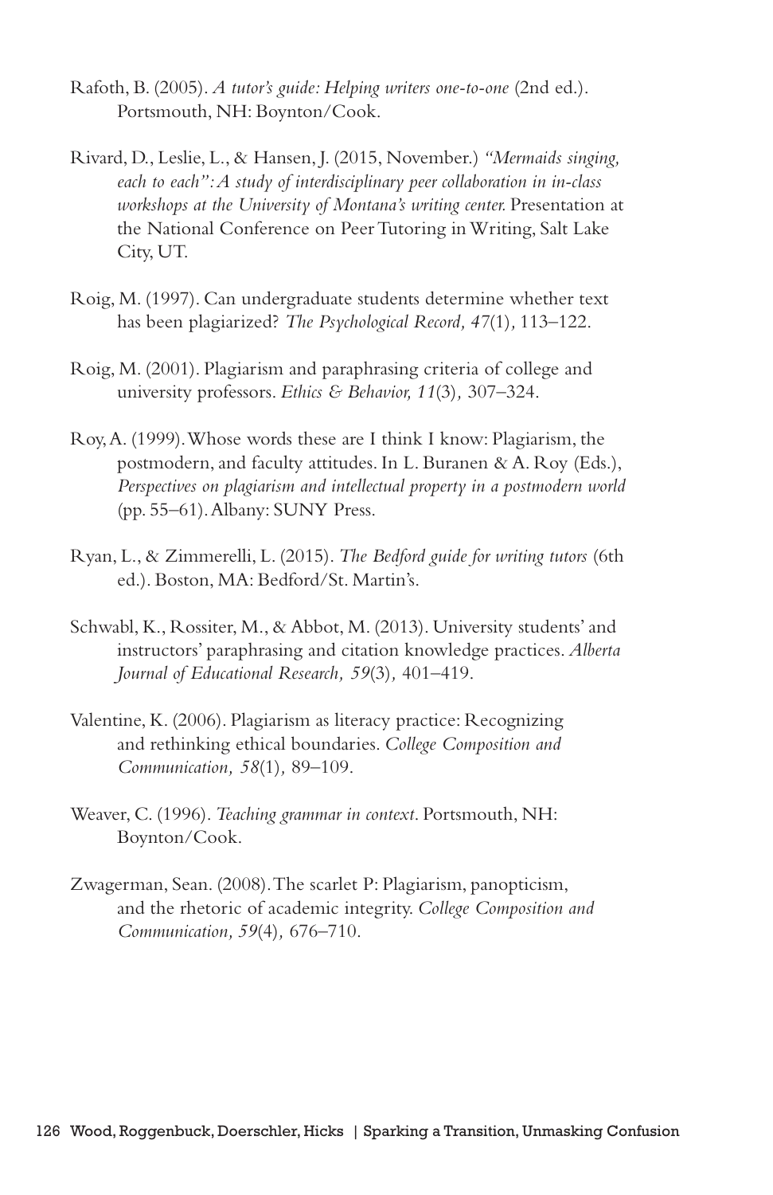Rafoth, B. (2005). *A tutor's guide: Helping writers one-to-one* (2nd ed.). Portsmouth, NH: Boynton/Cook.

Rivard, D., Leslie, L., & Hansen, J. (2015, November.) *"Mermaids singing, each to each": A study of interdisciplinary peer collaboration in in-class workshops at the University of Montana's writing center.* Presentation at the National Conference on Peer Tutoring in Writing, Salt Lake City, UT.

Roig, M. (1997). Can undergraduate students determine whether text has been plagiarized? *The Psychological Record, 47*(1), 113–122.

Roig, M. (2001). Plagiarism and paraphrasing criteria of college and university professors. *Ethics & Behavior, 11*(3), 307–324.

Roy, A. (1999). Whose words these are I think I know: Plagiarism, the postmodern, and faculty attitudes. In L. Buranen & A. Roy (Eds.), *Perspectives on plagiarism and intellectual property in a postmodern world* (pp. 55–61). Albany: SUNY Press.

Ryan, L., & Zimmerelli, L. (2015). *The Bedford guide for writing tutors* (6th ed.). Boston, MA: Bedford/St. Martin's.

Schwabl, K., Rossiter, M., & Abbot, M. (2013). University students' and instructors' paraphrasing and citation knowledge practices. *Alberta Journal of Educational Research, 59*(3), 401–419.

Valentine, K. (2006). Plagiarism as literacy practice: Recognizing and rethinking ethical boundaries. *College Composition and Communication, 58*(1), 89–109.

Weaver, C. (1996). *Teaching grammar in context*. Portsmouth, NH: Boynton/Cook.

Zwagerman, Sean. (2008). The scarlet P: Plagiarism, panopticism, and the rhetoric of academic integrity. *College Composition and Communication, 59*(4), 676–710.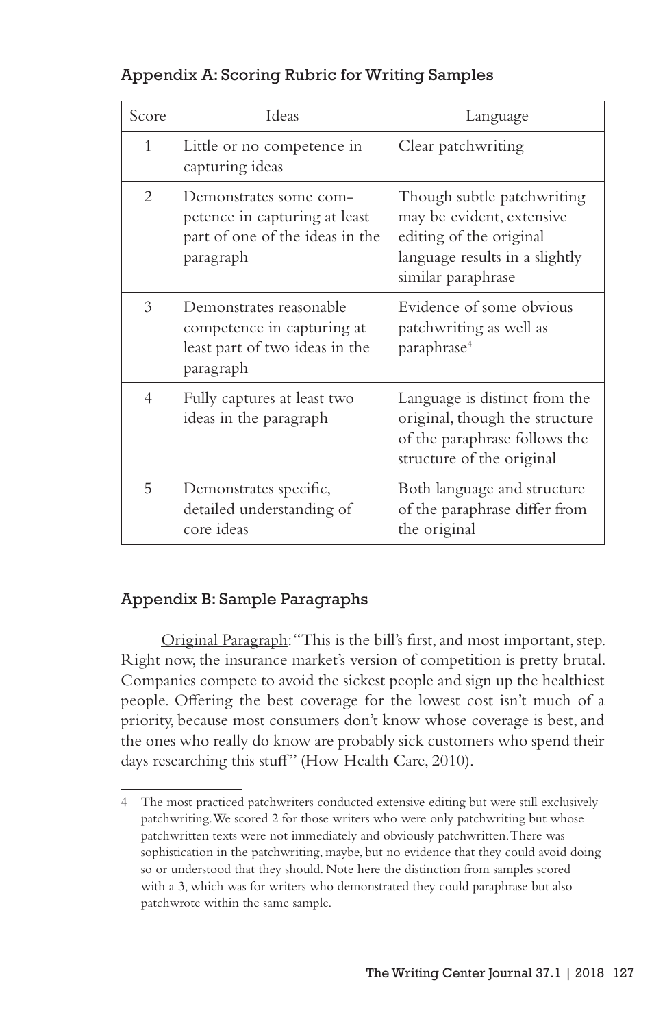## Appendix A: Scoring Rubric for Writing Samples

| Score | Ideas | Language |
|---|---|---|
| 1 | Little or no competence in capturing ideas | Clear patchwriting |
| 2 | Demonstrates some competence in capturing at least part of one of the ideas in the paragraph | Though subtle patchwriting may be evident, extensive editing of the original language results in a slightly similar paraphrase |
| 3 | Demonstrates reasonable competence in capturing at least part of two ideas in the paragraph | Evidence of some obvious patchwriting as well as paraphrase[4] |
| 4 | Fully captures at least two ideas in the paragraph | Language is distinct from the original, though the structure of the paraphrase follows the structure of the original |
| 5 | Demonstrates specific, detailed understanding of core ideas | Both language and structure of the paraphrase differ from the original |

## Appendix B: Sample Paragraphs

Original Paragraph: "This is the bill's first, and most important, step. Right now, the insurance market's version of competition is pretty brutal. Companies compete to avoid the sickest people and sign up the healthiest people. Offering the best coverage for the lowest cost isn't much of a priority, because most consumers don't know whose coverage is best, and the ones who really do know are probably sick customers who spend their days researching this stuff" (How Health Care, 2010).

---

4 The most practiced patchwriters conducted extensive editing but were still exclusively patchwriting. We scored 2 for those writers who were only patchwriting but whose patchwritten texts were not immediately and obviously patchwritten. There was sophistication in the patchwriting, maybe, but no evidence that they could avoid doing so or understood that they should. Note here the distinction from samples scored with a 3, which was for writers who demonstrated they could paraphrase but also patchwrote within the same sample.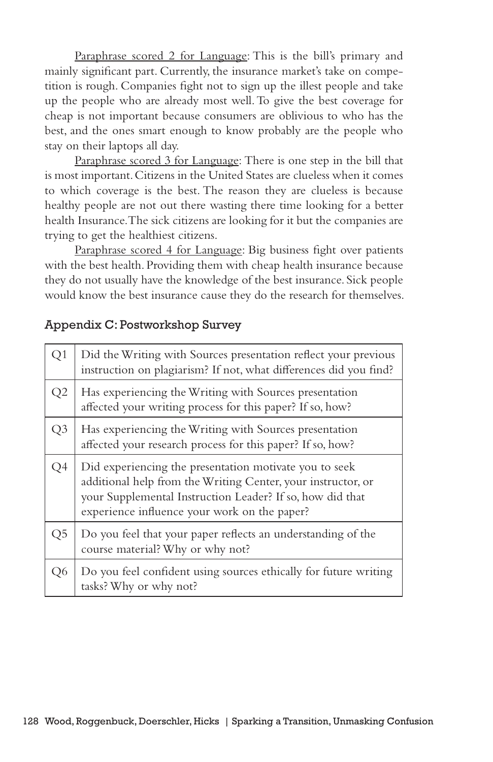<u>Paraphrase scored 2 for Language</u>: This is the bill's primary and mainly significant part. Currently, the insurance market's take on competition is rough. Companies fight not to sign up the illest people and take up the people who are already most well. To give the best coverage for cheap is not important because consumers are oblivious to who has the best, and the ones smart enough to know probably are the people who stay on their laptops all day.

<u>Paraphrase scored 3 for Language</u>: There is one step in the bill that is most important. Citizens in the United States are clueless when it comes to which coverage is the best. The reason they are clueless is because healthy people are not out there wasting there time looking for a better health Insurance. The sick citizens are looking for it but the companies are trying to get the healthiest citizens.

<u>Paraphrase scored 4 for Language</u>: Big business fight over patients with the best health. Providing them with cheap health insurance because they do not usually have the knowledge of the best insurance. Sick people would know the best insurance cause they do the research for themselves.

## Appendix C: Postworkshop Survey

| | |
|---|---|
| Q1 | Did the Writing with Sources presentation reflect your previous instruction on plagiarism? If not, what differences did you find? |
| Q2 | Has experiencing the Writing with Sources presentation affected your writing process for this paper? If so, how? |
| Q3 | Has experiencing the Writing with Sources presentation affected your research process for this paper? If so, how? |
| Q4 | Did experiencing the presentation motivate you to seek additional help from the Writing Center, your instructor, or your Supplemental Instruction Leader? If so, how did that experience influence your work on the paper? |
| Q5 | Do you feel that your paper reflects an understanding of the course material? Why or why not? |
| Q6 | Do you feel confident using sources ethically for future writing tasks? Why or why not? |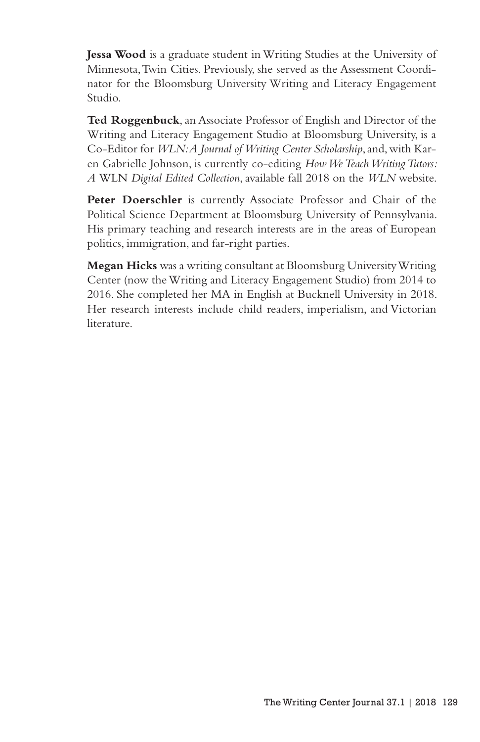**Jessa Wood** is a graduate student in Writing Studies at the University of Minnesota, Twin Cities. Previously, she served as the Assessment Coordinator for the Bloomsburg University Writing and Literacy Engagement Studio.

**Ted Roggenbuck**, an Associate Professor of English and Director of the Writing and Literacy Engagement Studio at Bloomsburg University, is a Co-Editor for *WLN: A Journal of Writing Center Scholarship*, and, with Karen Gabrielle Johnson, is currently co-editing *How We Teach Writing Tutors: A* WLN *Digital Edited Collection*, available fall 2018 on the *WLN* website.

**Peter Doerschler** is currently Associate Professor and Chair of the Political Science Department at Bloomsburg University of Pennsylvania. His primary teaching and research interests are in the areas of European politics, immigration, and far-right parties.

**Megan Hicks** was a writing consultant at Bloomsburg University Writing Center (now the Writing and Literacy Engagement Studio) from 2014 to 2016. She completed her MA in English at Bucknell University in 2018. Her research interests include child readers, imperialism, and Victorian literature.